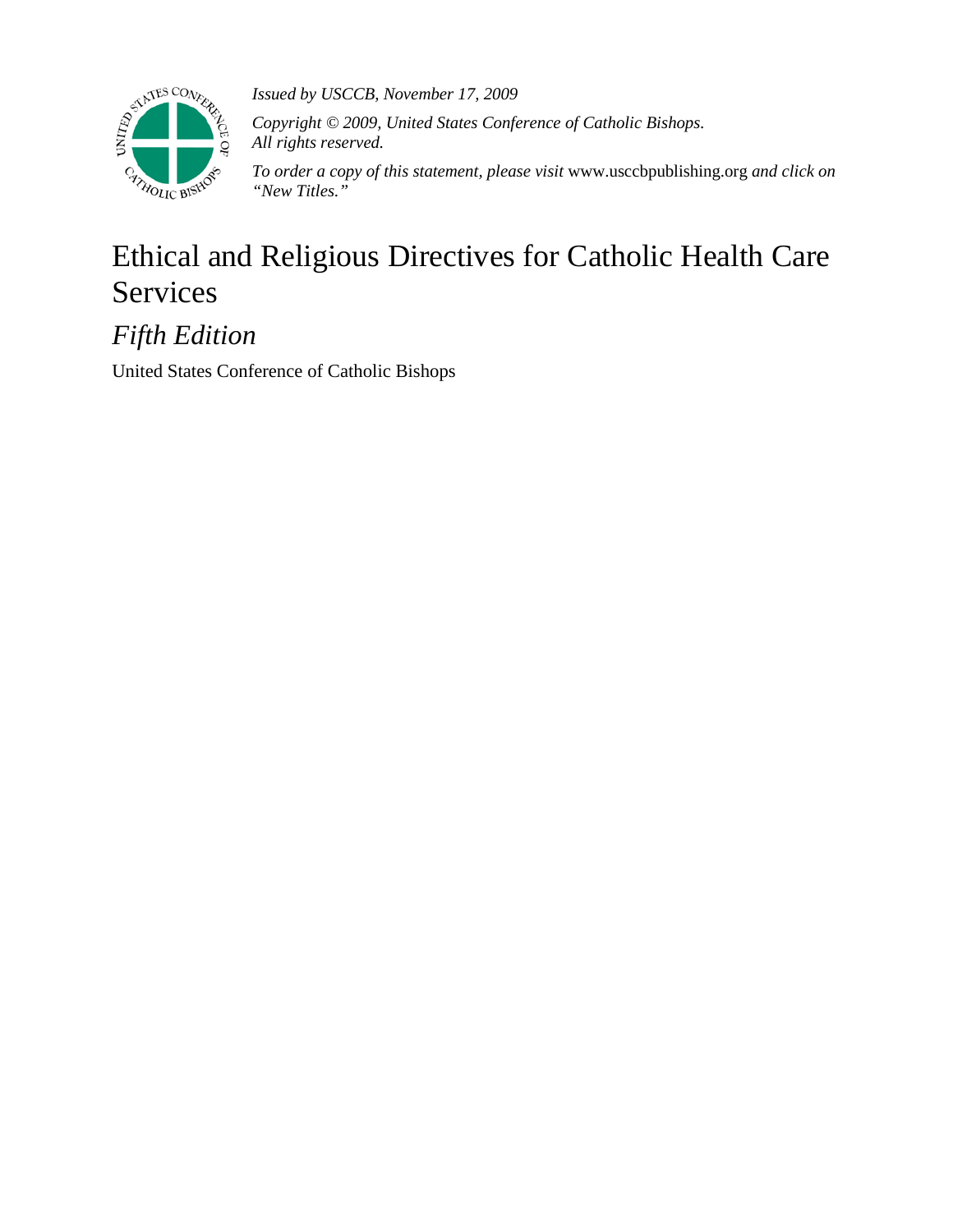*Issued by USCCB, November 17, 2009*

*Copyright © 2009, United States Conference of Catholic Bishops. All rights reserved.*

*To order a copy of this statement, please visit* www.usccbpublishing.org *and click on "New Titles."*

# Ethical and Religious Directives for Catholic Health Care Services

## *Fifth Edition*

United States Conference of Catholic Bishops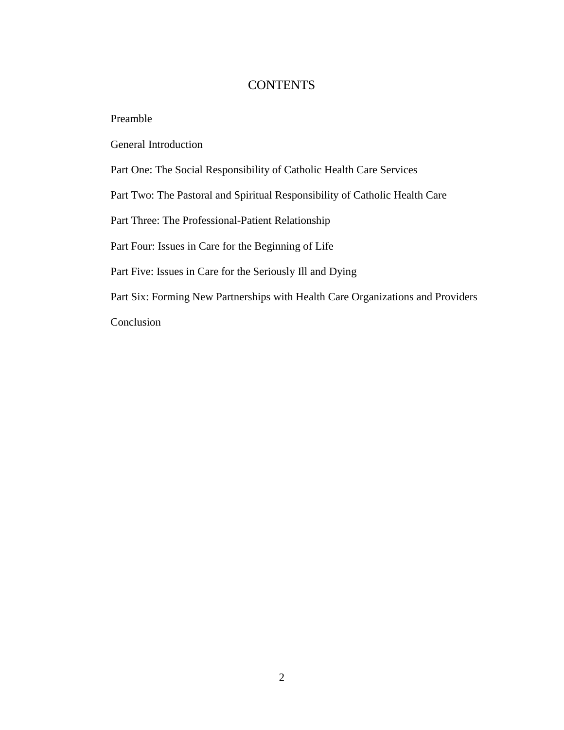# CONTENTS

Preamble

General Introduction

Part One: The Social Responsibility of Catholic Health Care Services

Part Two: The Pastoral and Spiritual Responsibility of Catholic Health Care

Part Three: The Professional-Patient Relationship

Part Four: Issues in Care for the Beginning of Life

Part Five: Issues in Care for the Seriously Ill and Dying

Part Six: Forming New Partnerships with Health Care Organizations and Providers

Conclusion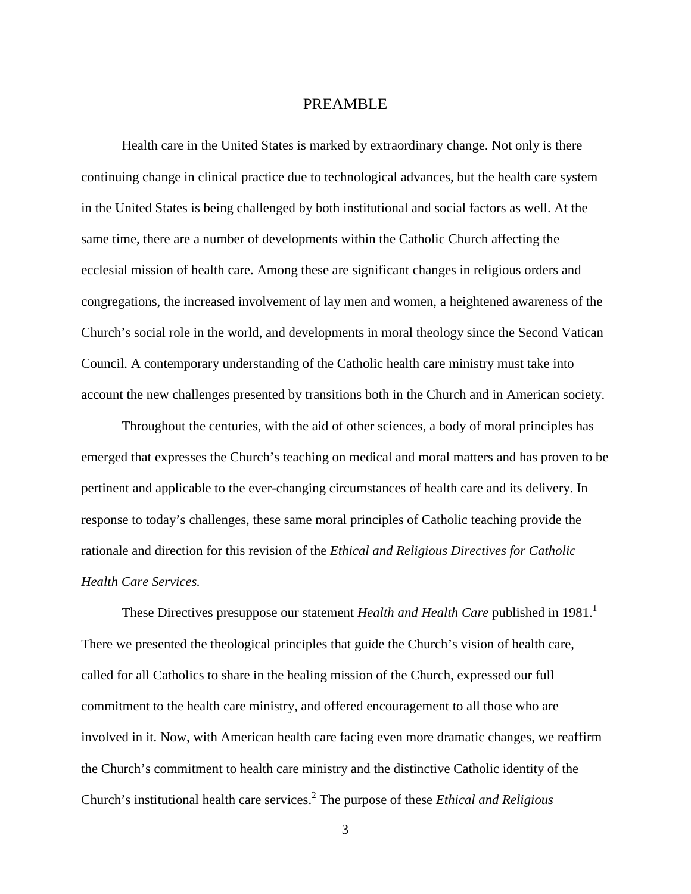# PREAMBLE

Health care in the United States is marked by extraordinary change. Not only is there continuing change in clinical practice due to technological advances, but the health care system in the United States is being challenged by both institutional and social factors as well. At the same time, there are a number of developments within the Catholic Church affecting the ecclesial mission of health care. Among these are significant changes in religious orders and congregations, the increased involvement of lay men and women, a heightened awareness of the Church's social role in the world, and developments in moral theology since the Second Vatican Council. A contemporary understanding of the Catholic health care ministry must take into account the new challenges presented by transitions both in the Church and in American society.

Throughout the centuries, with the aid of other sciences, a body of moral principles has emerged that expresses the Church's teaching on medical and moral matters and has proven to be pertinent and applicable to the ever-changing circumstances of health care and its delivery. In response to today's challenges, these same moral principles of Catholic teaching provide the rationale and direction for this revision of the *Ethical and Religious Directives for Catholic Health Care Services.*

These Directives presuppose our statement *Health and Health Care* published in 1981.[1] There we presented the theological principles that guide the Church's vision of health care, called for all Catholics to share in the healing mission of the Church, expressed our full commitment to the health care ministry, and offered encouragement to all those who are involved in it. Now, with American health care facing even more dramatic changes, we reaffirm the Church's commitment to health care ministry and the distinctive Catholic identity of the Church's institutional health care services.[2] The purpose of these *Ethical and Religious*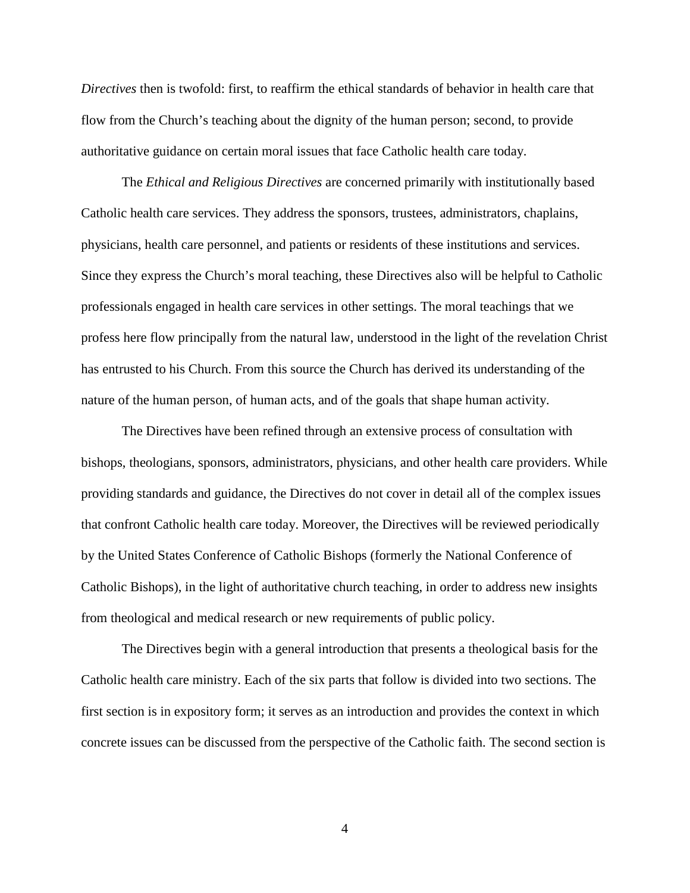*Directives* then is twofold: first, to reaffirm the ethical standards of behavior in health care that flow from the Church's teaching about the dignity of the human person; second, to provide authoritative guidance on certain moral issues that face Catholic health care today.

The *Ethical and Religious Directives* are concerned primarily with institutionally based Catholic health care services. They address the sponsors, trustees, administrators, chaplains, physicians, health care personnel, and patients or residents of these institutions and services. Since they express the Church's moral teaching, these Directives also will be helpful to Catholic professionals engaged in health care services in other settings. The moral teachings that we profess here flow principally from the natural law, understood in the light of the revelation Christ has entrusted to his Church. From this source the Church has derived its understanding of the nature of the human person, of human acts, and of the goals that shape human activity.

The Directives have been refined through an extensive process of consultation with bishops, theologians, sponsors, administrators, physicians, and other health care providers. While providing standards and guidance, the Directives do not cover in detail all of the complex issues that confront Catholic health care today. Moreover, the Directives will be reviewed periodically by the United States Conference of Catholic Bishops (formerly the National Conference of Catholic Bishops), in the light of authoritative church teaching, in order to address new insights from theological and medical research or new requirements of public policy.

The Directives begin with a general introduction that presents a theological basis for the Catholic health care ministry. Each of the six parts that follow is divided into two sections. The first section is in expository form; it serves as an introduction and provides the context in which concrete issues can be discussed from the perspective of the Catholic faith. The second section is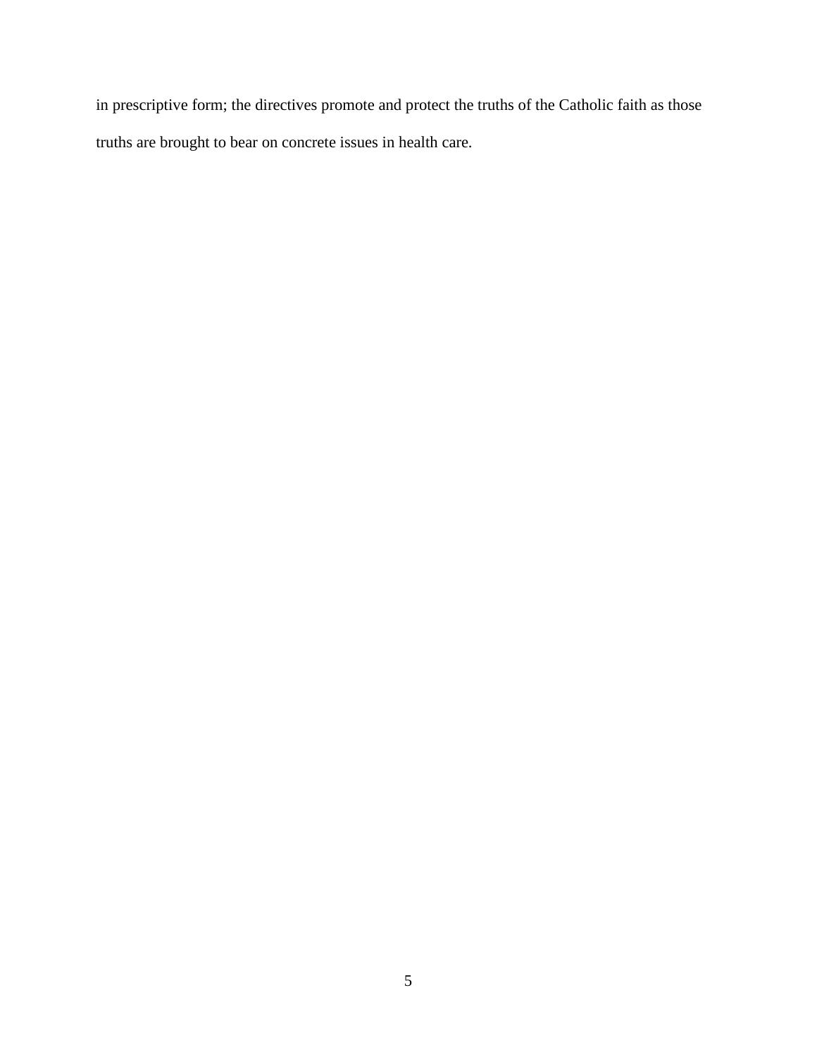in prescriptive form; the directives promote and protect the truths of the Catholic faith as those truths are brought to bear on concrete issues in health care.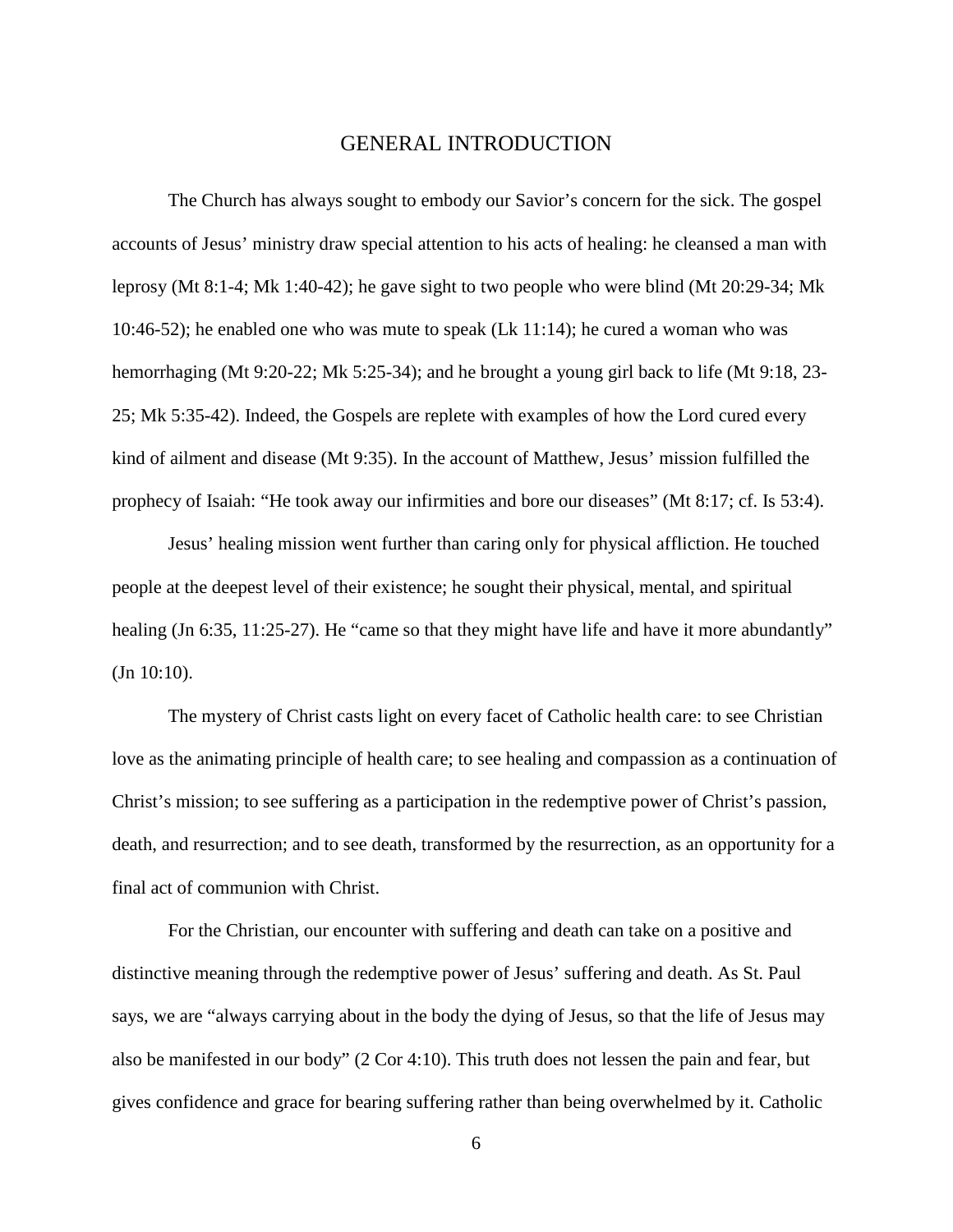# GENERAL INTRODUCTION

The Church has always sought to embody our Savior's concern for the sick. The gospel accounts of Jesus' ministry draw special attention to his acts of healing: he cleansed a man with leprosy (Mt 8:1-4; Mk 1:40-42); he gave sight to two people who were blind (Mt 20:29-34; Mk 10:46-52); he enabled one who was mute to speak (Lk 11:14); he cured a woman who was hemorrhaging (Mt 9:20-22; Mk 5:25-34); and he brought a young girl back to life (Mt 9:18, 23-25; Mk 5:35-42). Indeed, the Gospels are replete with examples of how the Lord cured every kind of ailment and disease (Mt 9:35). In the account of Matthew, Jesus' mission fulfilled the prophecy of Isaiah: "He took away our infirmities and bore our diseases" (Mt 8:17; cf. Is 53:4).

Jesus' healing mission went further than caring only for physical affliction. He touched people at the deepest level of their existence; he sought their physical, mental, and spiritual healing (Jn 6:35, 11:25-27). He "came so that they might have life and have it more abundantly" (Jn 10:10).

The mystery of Christ casts light on every facet of Catholic health care: to see Christian love as the animating principle of health care; to see healing and compassion as a continuation of Christ's mission; to see suffering as a participation in the redemptive power of Christ's passion, death, and resurrection; and to see death, transformed by the resurrection, as an opportunity for a final act of communion with Christ.

For the Christian, our encounter with suffering and death can take on a positive and distinctive meaning through the redemptive power of Jesus' suffering and death. As St. Paul says, we are "always carrying about in the body the dying of Jesus, so that the life of Jesus may also be manifested in our body" (2 Cor 4:10). This truth does not lessen the pain and fear, but gives confidence and grace for bearing suffering rather than being overwhelmed by it. Catholic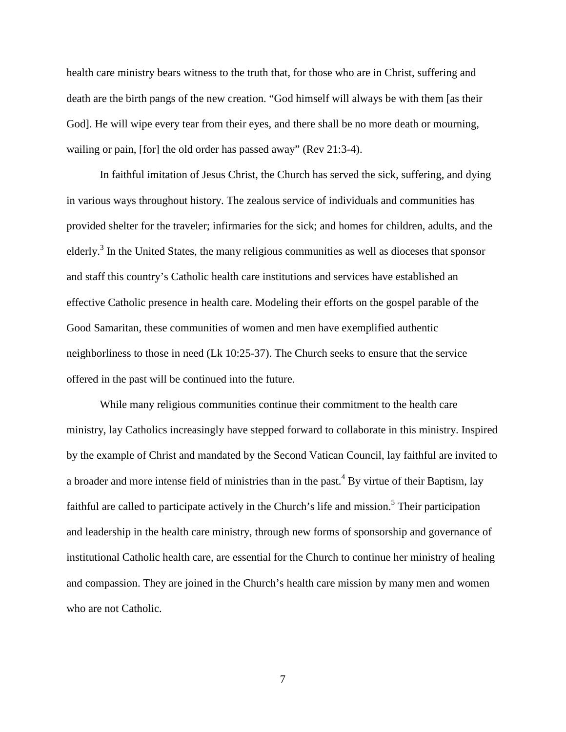health care ministry bears witness to the truth that, for those who are in Christ, suffering and death are the birth pangs of the new creation. "God himself will always be with them [as their God]. He will wipe every tear from their eyes, and there shall be no more death or mourning, wailing or pain, [for] the old order has passed away" (Rev 21:3-4).

In faithful imitation of Jesus Christ, the Church has served the sick, suffering, and dying in various ways throughout history. The zealous service of individuals and communities has provided shelter for the traveler; infirmaries for the sick; and homes for children, adults, and the elderly.[3] In the United States, the many religious communities as well as dioceses that sponsor and staff this country's Catholic health care institutions and services have established an effective Catholic presence in health care. Modeling their efforts on the gospel parable of the Good Samaritan, these communities of women and men have exemplified authentic neighborliness to those in need (Lk 10:25-37). The Church seeks to ensure that the service offered in the past will be continued into the future.

While many religious communities continue their commitment to the health care ministry, lay Catholics increasingly have stepped forward to collaborate in this ministry. Inspired by the example of Christ and mandated by the Second Vatican Council, lay faithful are invited to a broader and more intense field of ministries than in the past.[4] By virtue of their Baptism, lay faithful are called to participate actively in the Church's life and mission.[5] Their participation and leadership in the health care ministry, through new forms of sponsorship and governance of institutional Catholic health care, are essential for the Church to continue her ministry of healing and compassion. They are joined in the Church's health care mission by many men and women who are not Catholic.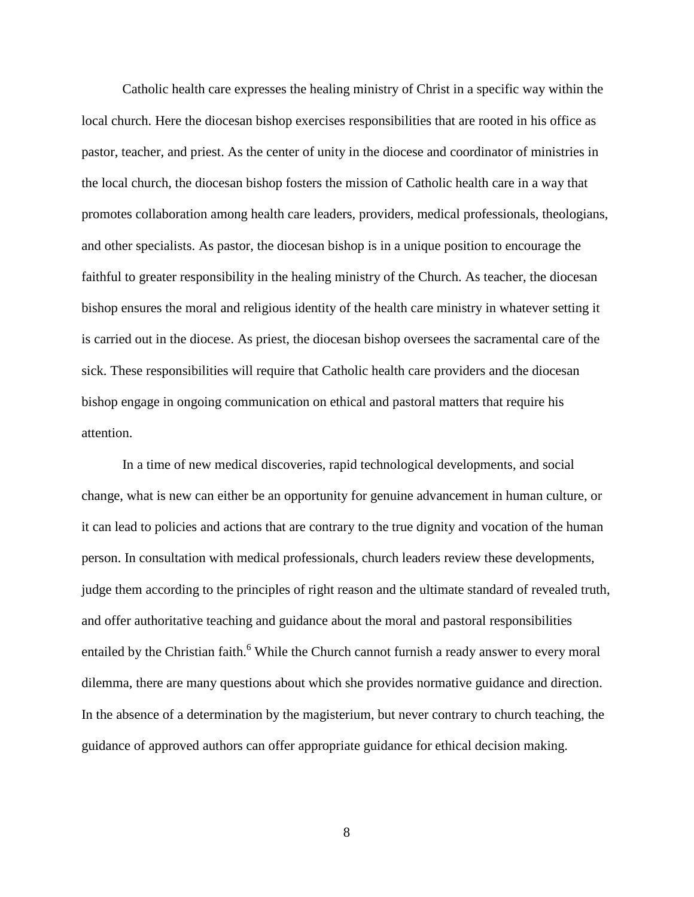Catholic health care expresses the healing ministry of Christ in a specific way within the local church. Here the diocesan bishop exercises responsibilities that are rooted in his office as pastor, teacher, and priest. As the center of unity in the diocese and coordinator of ministries in the local church, the diocesan bishop fosters the mission of Catholic health care in a way that promotes collaboration among health care leaders, providers, medical professionals, theologians, and other specialists. As pastor, the diocesan bishop is in a unique position to encourage the faithful to greater responsibility in the healing ministry of the Church. As teacher, the diocesan bishop ensures the moral and religious identity of the health care ministry in whatever setting it is carried out in the diocese. As priest, the diocesan bishop oversees the sacramental care of the sick. These responsibilities will require that Catholic health care providers and the diocesan bishop engage in ongoing communication on ethical and pastoral matters that require his attention.

In a time of new medical discoveries, rapid technological developments, and social change, what is new can either be an opportunity for genuine advancement in human culture, or it can lead to policies and actions that are contrary to the true dignity and vocation of the human person. In consultation with medical professionals, church leaders review these developments, judge them according to the principles of right reason and the ultimate standard of revealed truth, and offer authoritative teaching and guidance about the moral and pastoral responsibilities entailed by the Christian faith.[6] While the Church cannot furnish a ready answer to every moral dilemma, there are many questions about which she provides normative guidance and direction. In the absence of a determination by the magisterium, but never contrary to church teaching, the guidance of approved authors can offer appropriate guidance for ethical decision making.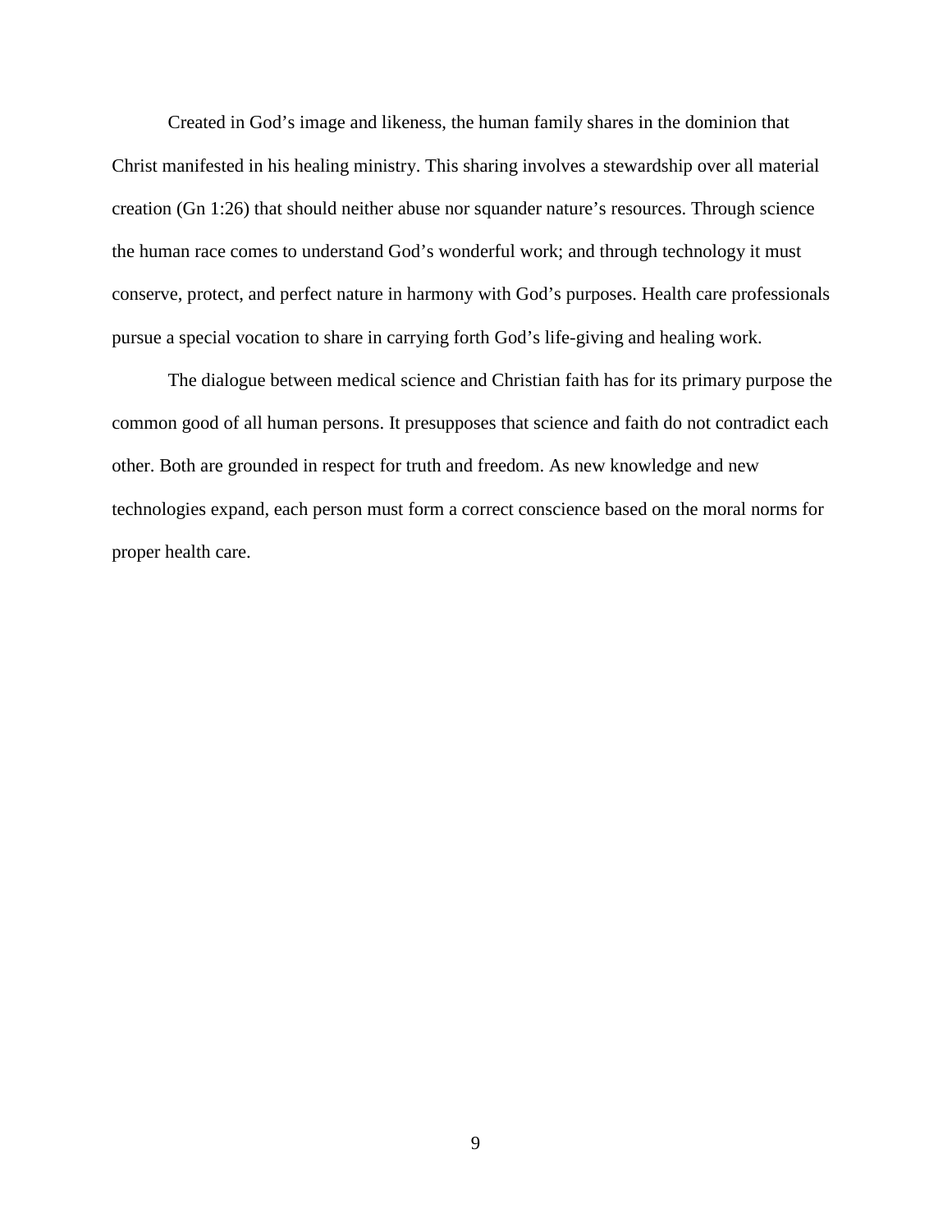Created in God's image and likeness, the human family shares in the dominion that Christ manifested in his healing ministry. This sharing involves a stewardship over all material creation (Gn 1:26) that should neither abuse nor squander nature's resources. Through science the human race comes to understand God's wonderful work; and through technology it must conserve, protect, and perfect nature in harmony with God's purposes. Health care professionals pursue a special vocation to share in carrying forth God's life-giving and healing work.

The dialogue between medical science and Christian faith has for its primary purpose the common good of all human persons. It presupposes that science and faith do not contradict each other. Both are grounded in respect for truth and freedom. As new knowledge and new technologies expand, each person must form a correct conscience based on the moral norms for proper health care.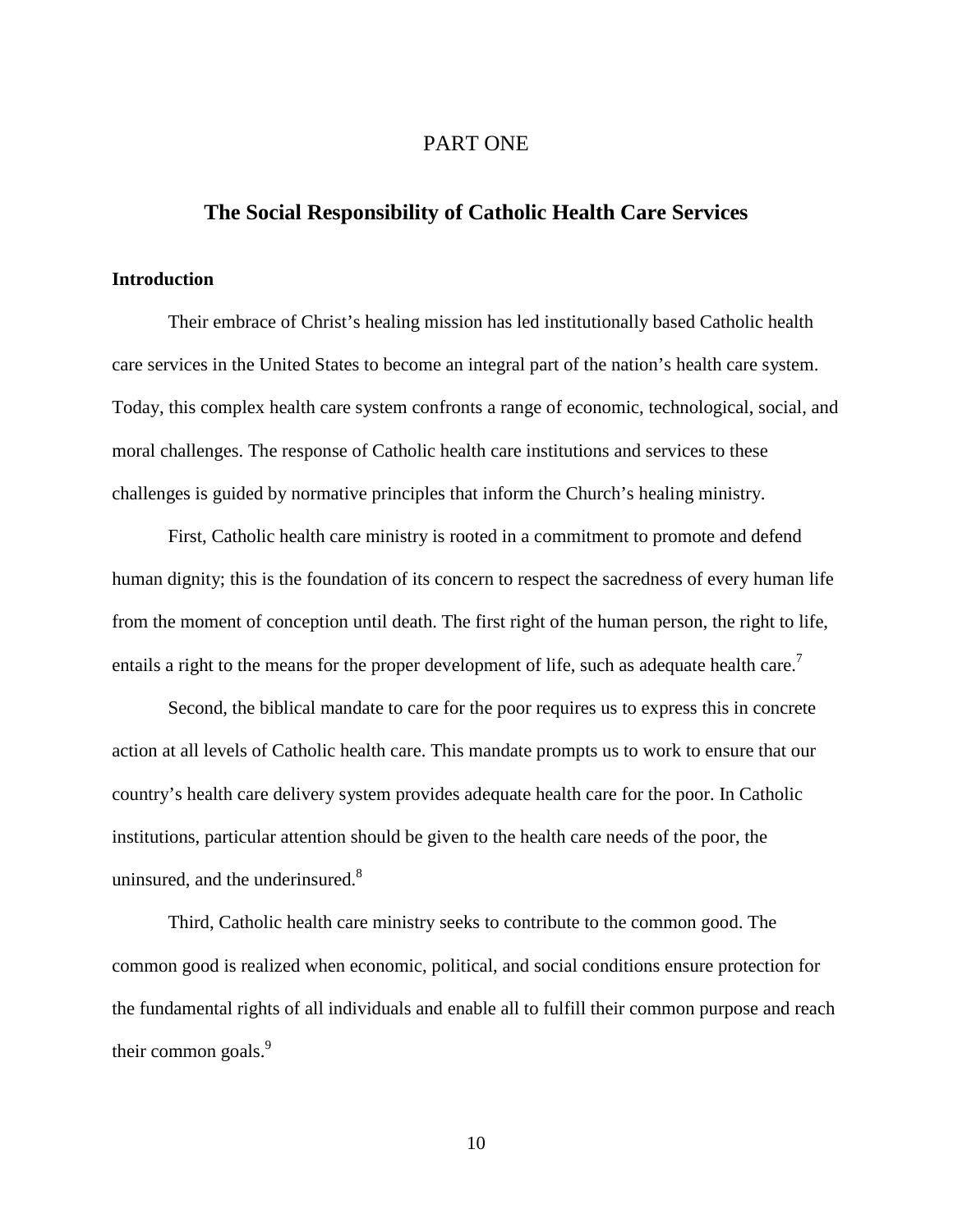# PART ONE

## The Social Responsibility of Catholic Health Care Services

### Introduction

Their embrace of Christ's healing mission has led institutionally based Catholic health care services in the United States to become an integral part of the nation's health care system. Today, this complex health care system confronts a range of economic, technological, social, and moral challenges. The response of Catholic health care institutions and services to these challenges is guided by normative principles that inform the Church's healing ministry.

First, Catholic health care ministry is rooted in a commitment to promote and defend human dignity; this is the foundation of its concern to respect the sacredness of every human life from the moment of conception until death. The first right of the human person, the right to life, entails a right to the means for the proper development of life, such as adequate health care.[7]

Second, the biblical mandate to care for the poor requires us to express this in concrete action at all levels of Catholic health care. This mandate prompts us to work to ensure that our country's health care delivery system provides adequate health care for the poor. In Catholic institutions, particular attention should be given to the health care needs of the poor, the uninsured, and the underinsured.[8]

Third, Catholic health care ministry seeks to contribute to the common good. The common good is realized when economic, political, and social conditions ensure protection for the fundamental rights of all individuals and enable all to fulfill their common purpose and reach their common goals.[9]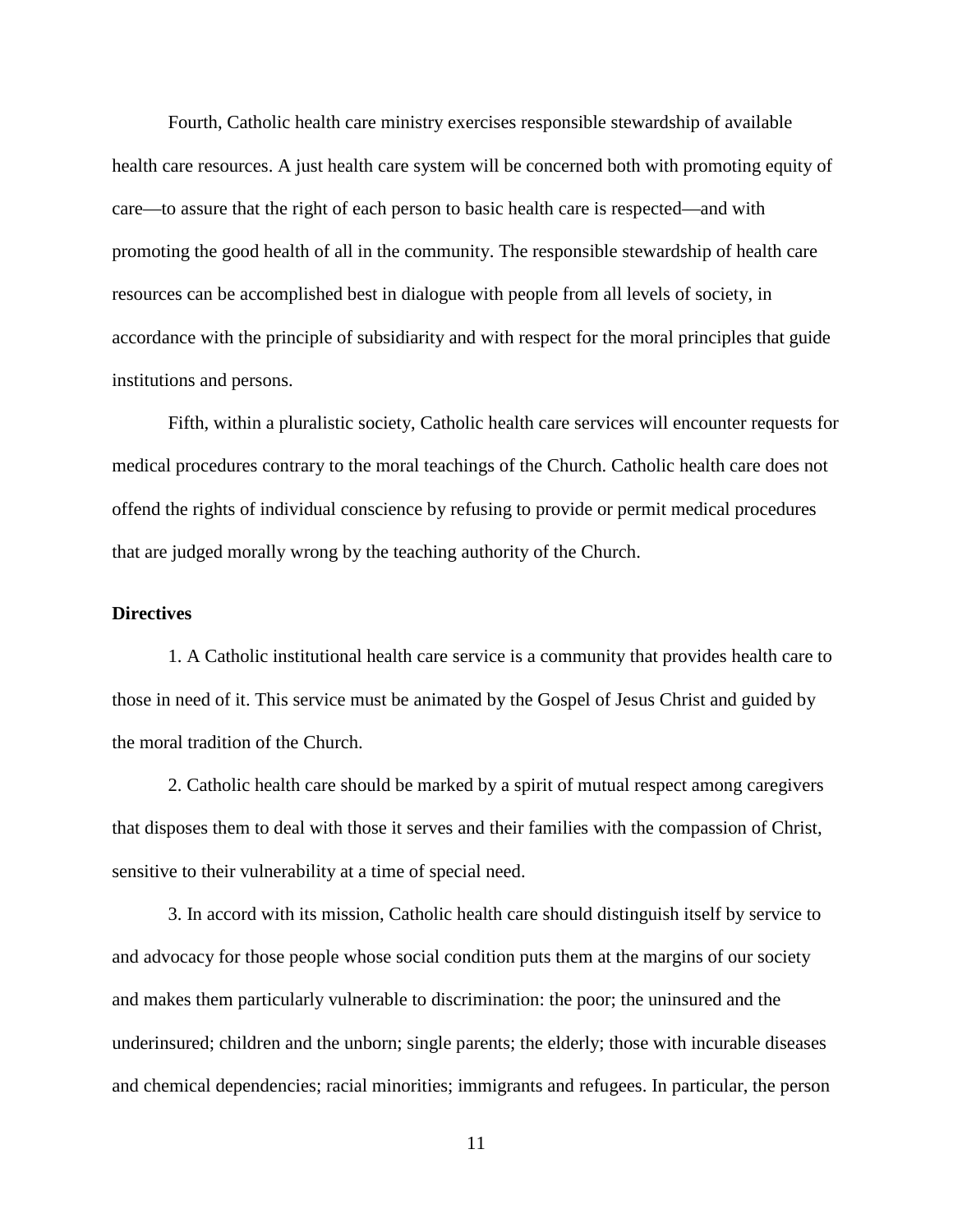Fourth, Catholic health care ministry exercises responsible stewardship of available health care resources. A just health care system will be concerned both with promoting equity of care—to assure that the right of each person to basic health care is respected—and with promoting the good health of all in the community. The responsible stewardship of health care resources can be accomplished best in dialogue with people from all levels of society, in accordance with the principle of subsidiarity and with respect for the moral principles that guide institutions and persons.

Fifth, within a pluralistic society, Catholic health care services will encounter requests for medical procedures contrary to the moral teachings of the Church. Catholic health care does not offend the rights of individual conscience by refusing to provide or permit medical procedures that are judged morally wrong by the teaching authority of the Church.

**Directives**

1. A Catholic institutional health care service is a community that provides health care to those in need of it. This service must be animated by the Gospel of Jesus Christ and guided by the moral tradition of the Church.

2. Catholic health care should be marked by a spirit of mutual respect among caregivers that disposes them to deal with those it serves and their families with the compassion of Christ, sensitive to their vulnerability at a time of special need.

3. In accord with its mission, Catholic health care should distinguish itself by service to and advocacy for those people whose social condition puts them at the margins of our society and makes them particularly vulnerable to discrimination: the poor; the uninsured and the underinsured; children and the unborn; single parents; the elderly; those with incurable diseases and chemical dependencies; racial minorities; immigrants and refugees. In particular, the person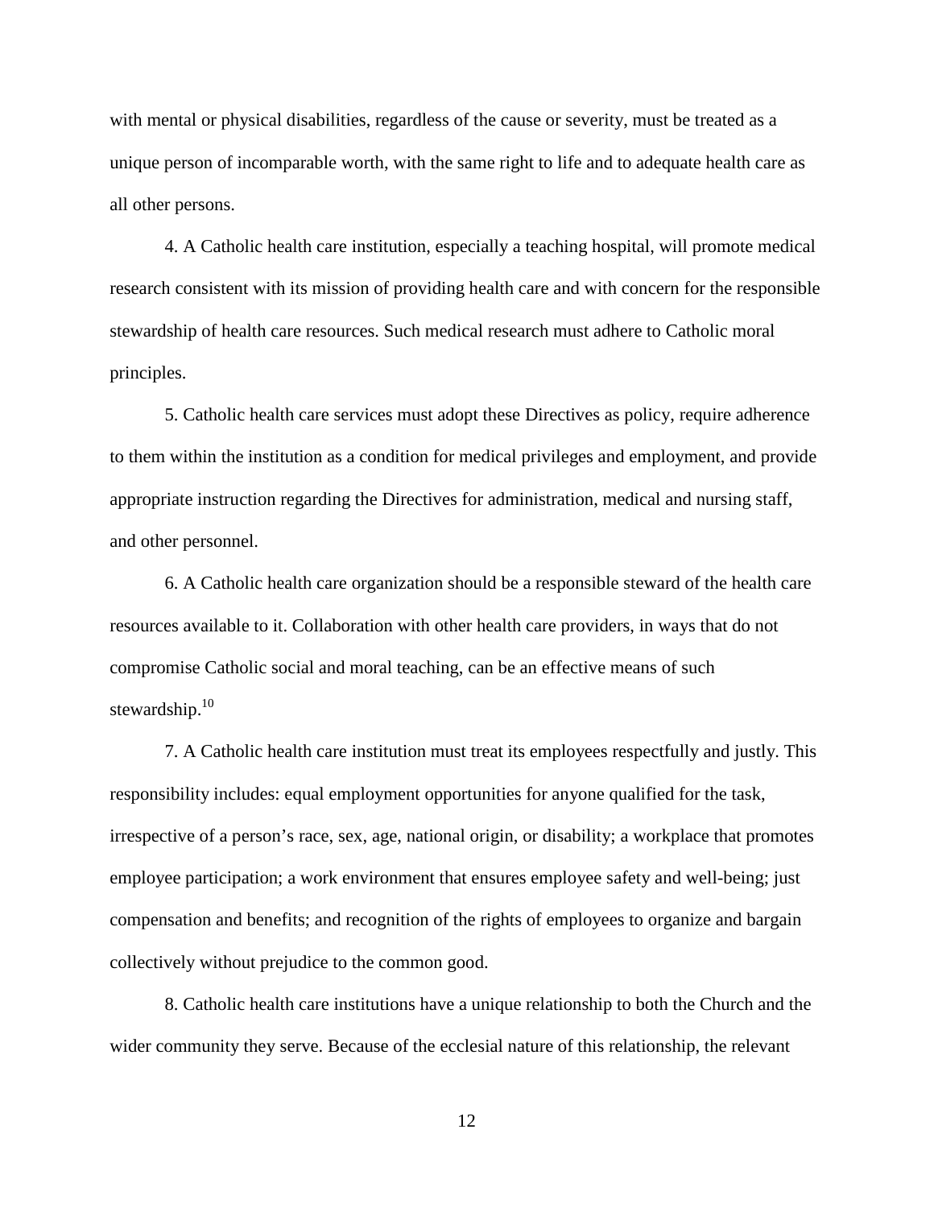with mental or physical disabilities, regardless of the cause or severity, must be treated as a unique person of incomparable worth, with the same right to life and to adequate health care as all other persons.

4. A Catholic health care institution, especially a teaching hospital, will promote medical research consistent with its mission of providing health care and with concern for the responsible stewardship of health care resources. Such medical research must adhere to Catholic moral principles.

5. Catholic health care services must adopt these Directives as policy, require adherence to them within the institution as a condition for medical privileges and employment, and provide appropriate instruction regarding the Directives for administration, medical and nursing staff, and other personnel.

6. A Catholic health care organization should be a responsible steward of the health care resources available to it. Collaboration with other health care providers, in ways that do not compromise Catholic social and moral teaching, can be an effective means of such stewardship.[10]

7. A Catholic health care institution must treat its employees respectfully and justly. This responsibility includes: equal employment opportunities for anyone qualified for the task, irrespective of a person's race, sex, age, national origin, or disability; a workplace that promotes employee participation; a work environment that ensures employee safety and well-being; just compensation and benefits; and recognition of the rights of employees to organize and bargain collectively without prejudice to the common good.

8. Catholic health care institutions have a unique relationship to both the Church and the wider community they serve. Because of the ecclesial nature of this relationship, the relevant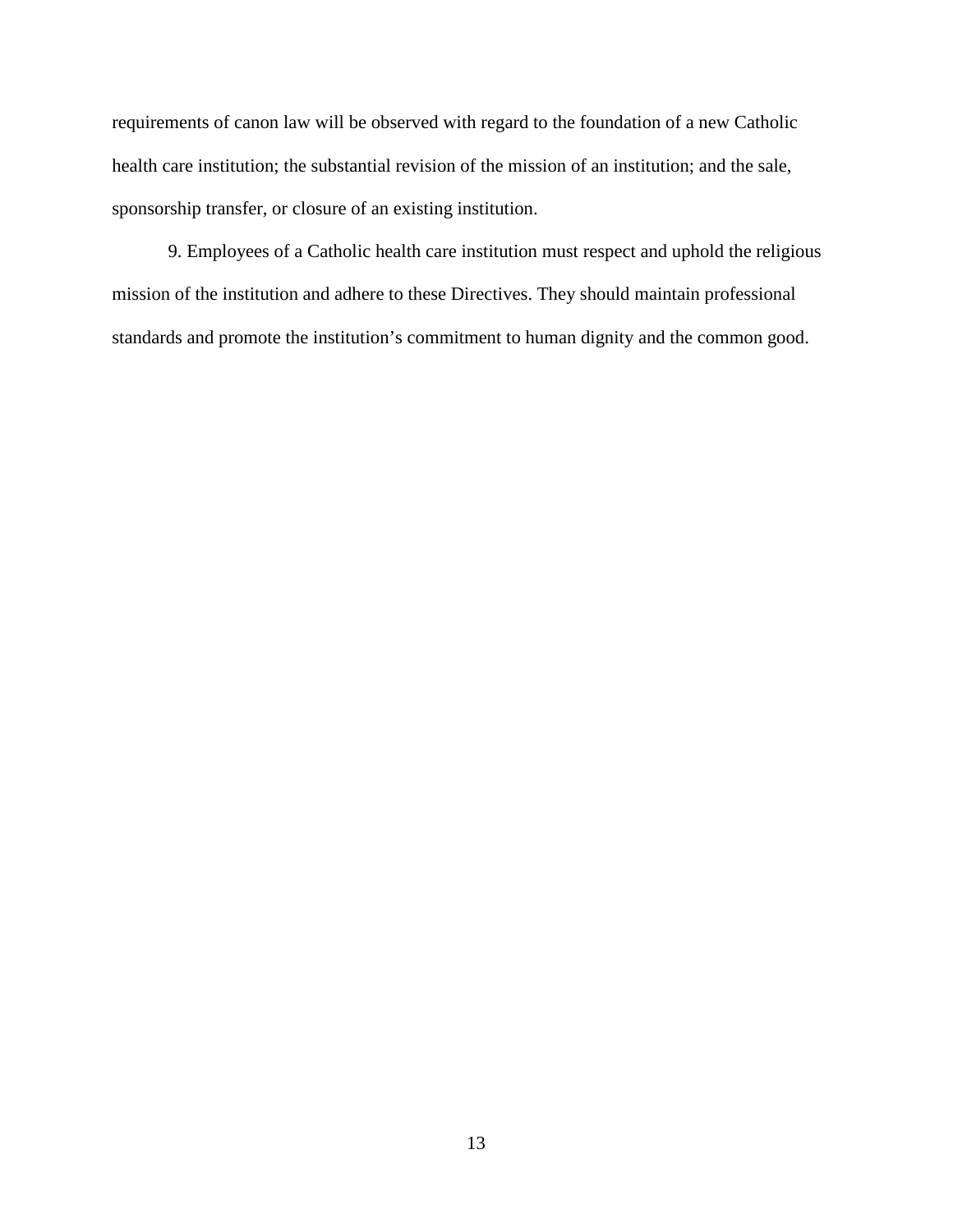requirements of canon law will be observed with regard to the foundation of a new Catholic health care institution; the substantial revision of the mission of an institution; and the sale, sponsorship transfer, or closure of an existing institution.

9. Employees of a Catholic health care institution must respect and uphold the religious mission of the institution and adhere to these Directives. They should maintain professional standards and promote the institution's commitment to human dignity and the common good.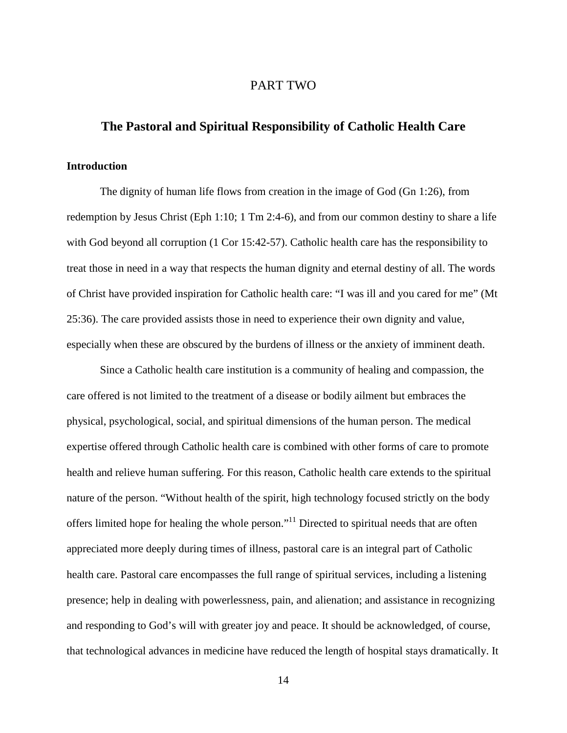# PART TWO

## The Pastoral and Spiritual Responsibility of Catholic Health Care

### Introduction

The dignity of human life flows from creation in the image of God (Gn 1:26), from redemption by Jesus Christ (Eph 1:10; 1 Tm 2:4-6), and from our common destiny to share a life with God beyond all corruption (1 Cor 15:42-57). Catholic health care has the responsibility to treat those in need in a way that respects the human dignity and eternal destiny of all. The words of Christ have provided inspiration for Catholic health care: "I was ill and you cared for me" (Mt 25:36). The care provided assists those in need to experience their own dignity and value, especially when these are obscured by the burdens of illness or the anxiety of imminent death.

Since a Catholic health care institution is a community of healing and compassion, the care offered is not limited to the treatment of a disease or bodily ailment but embraces the physical, psychological, social, and spiritual dimensions of the human person. The medical expertise offered through Catholic health care is combined with other forms of care to promote health and relieve human suffering. For this reason, Catholic health care extends to the spiritual nature of the person. "Without health of the spirit, high technology focused strictly on the body offers limited hope for healing the whole person."[11] Directed to spiritual needs that are often appreciated more deeply during times of illness, pastoral care is an integral part of Catholic health care. Pastoral care encompasses the full range of spiritual services, including a listening presence; help in dealing with powerlessness, pain, and alienation; and assistance in recognizing and responding to God's will with greater joy and peace. It should be acknowledged, of course, that technological advances in medicine have reduced the length of hospital stays dramatically. It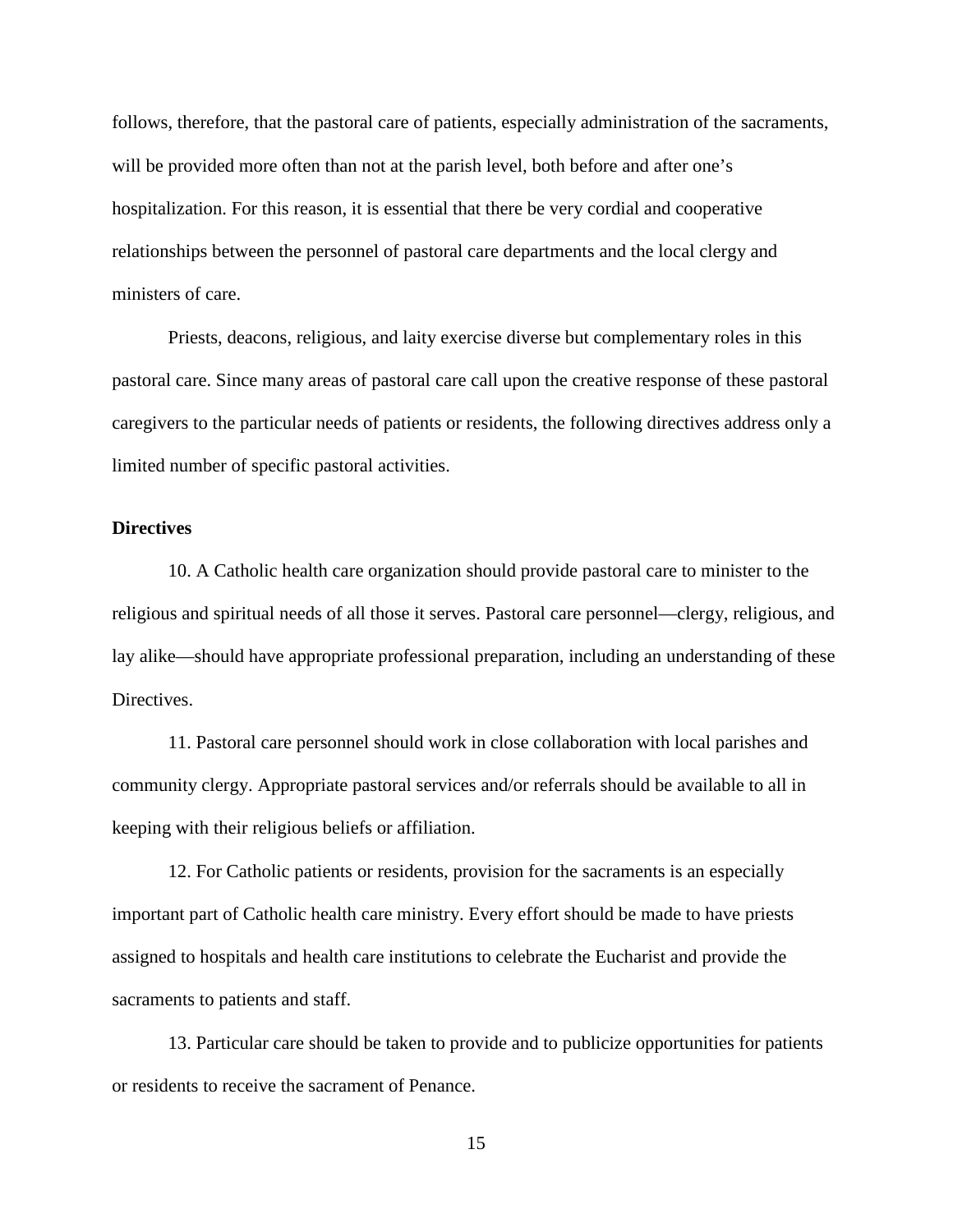follows, therefore, that the pastoral care of patients, especially administration of the sacraments, will be provided more often than not at the parish level, both before and after one's hospitalization. For this reason, it is essential that there be very cordial and cooperative relationships between the personnel of pastoral care departments and the local clergy and ministers of care.

Priests, deacons, religious, and laity exercise diverse but complementary roles in this pastoral care. Since many areas of pastoral care call upon the creative response of these pastoral caregivers to the particular needs of patients or residents, the following directives address only a limited number of specific pastoral activities.

**Directives**

10. A Catholic health care organization should provide pastoral care to minister to the religious and spiritual needs of all those it serves. Pastoral care personnel—clergy, religious, and lay alike—should have appropriate professional preparation, including an understanding of these Directives.

11. Pastoral care personnel should work in close collaboration with local parishes and community clergy. Appropriate pastoral services and/or referrals should be available to all in keeping with their religious beliefs or affiliation.

12. For Catholic patients or residents, provision for the sacraments is an especially important part of Catholic health care ministry. Every effort should be made to have priests assigned to hospitals and health care institutions to celebrate the Eucharist and provide the sacraments to patients and staff.

13. Particular care should be taken to provide and to publicize opportunities for patients or residents to receive the sacrament of Penance.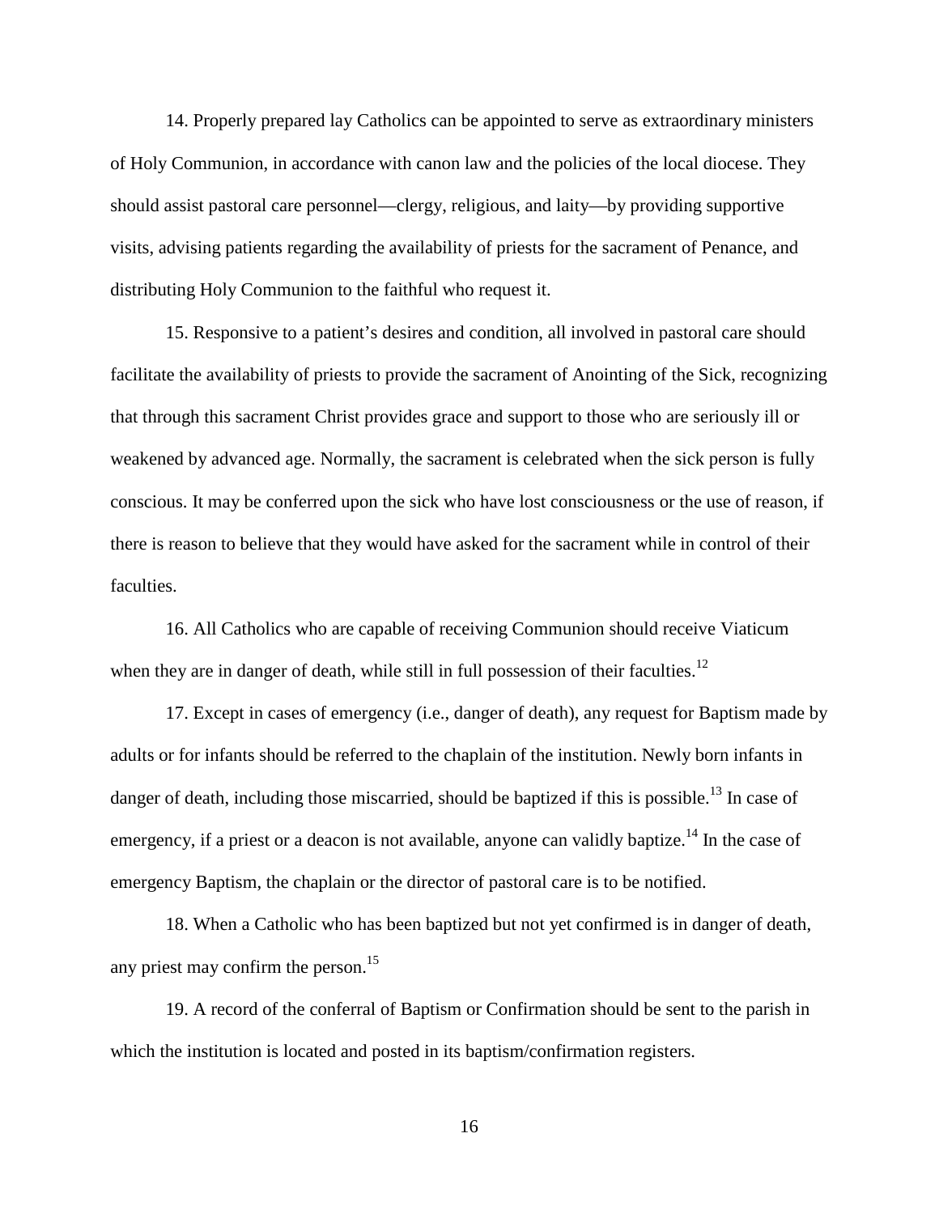14. Properly prepared lay Catholics can be appointed to serve as extraordinary ministers of Holy Communion, in accordance with canon law and the policies of the local diocese. They should assist pastoral care personnel—clergy, religious, and laity—by providing supportive visits, advising patients regarding the availability of priests for the sacrament of Penance, and distributing Holy Communion to the faithful who request it.

15. Responsive to a patient's desires and condition, all involved in pastoral care should facilitate the availability of priests to provide the sacrament of Anointing of the Sick, recognizing that through this sacrament Christ provides grace and support to those who are seriously ill or weakened by advanced age. Normally, the sacrament is celebrated when the sick person is fully conscious. It may be conferred upon the sick who have lost consciousness or the use of reason, if there is reason to believe that they would have asked for the sacrament while in control of their faculties.

16. All Catholics who are capable of receiving Communion should receive Viaticum when they are in danger of death, while still in full possession of their faculties.[12]

17. Except in cases of emergency (i.e., danger of death), any request for Baptism made by adults or for infants should be referred to the chaplain of the institution. Newly born infants in danger of death, including those miscarried, should be baptized if this is possible.[13] In case of emergency, if a priest or a deacon is not available, anyone can validly baptize.[14] In the case of emergency Baptism, the chaplain or the director of pastoral care is to be notified.

18. When a Catholic who has been baptized but not yet confirmed is in danger of death, any priest may confirm the person.[15]

19. A record of the conferral of Baptism or Confirmation should be sent to the parish in which the institution is located and posted in its baptism/confirmation registers.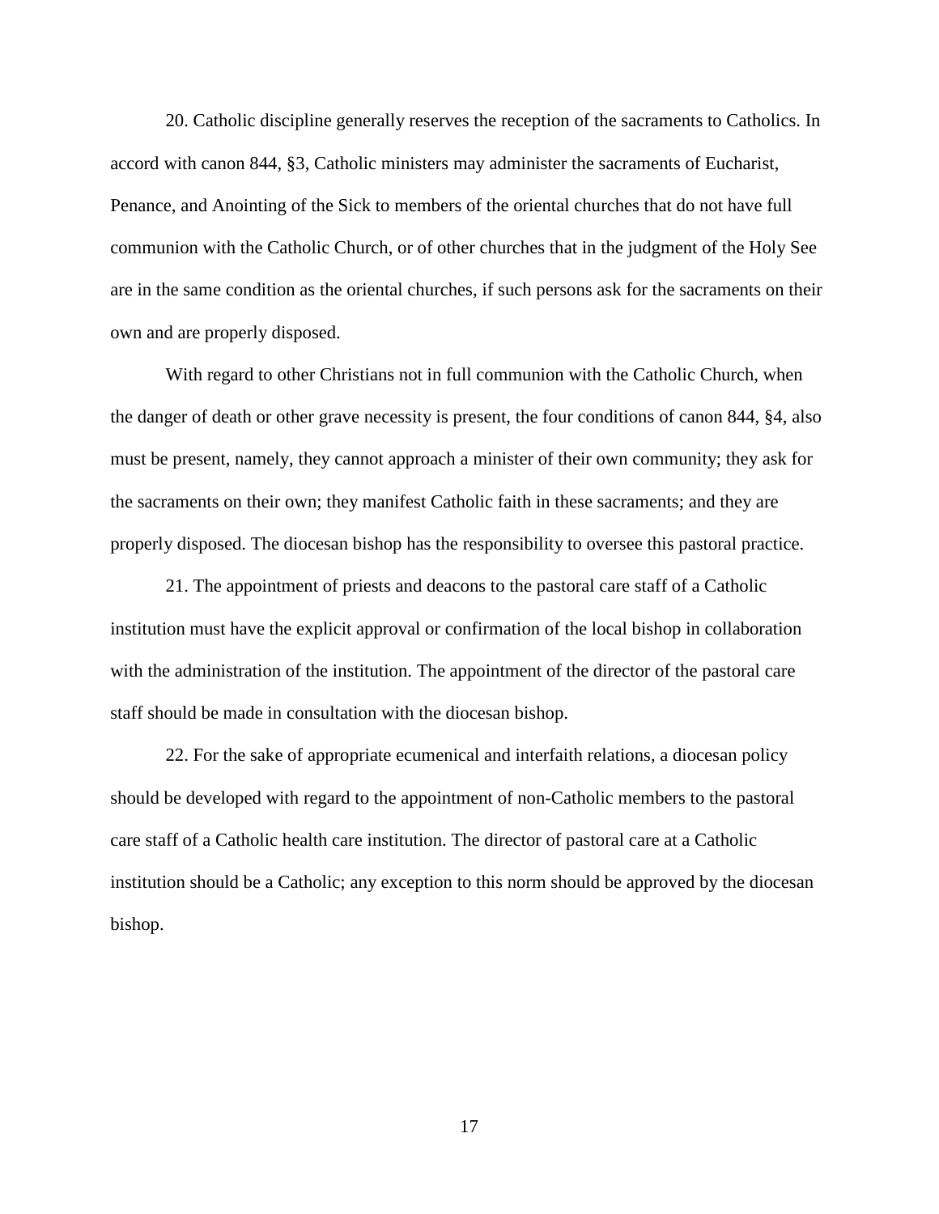20. Catholic discipline generally reserves the reception of the sacraments to Catholics. In accord with canon 844, §3, Catholic ministers may administer the sacraments of Eucharist, Penance, and Anointing of the Sick to members of the oriental churches that do not have full communion with the Catholic Church, or of other churches that in the judgment of the Holy See are in the same condition as the oriental churches, if such persons ask for the sacraments on their own and are properly disposed.

With regard to other Christians not in full communion with the Catholic Church, when the danger of death or other grave necessity is present, the four conditions of canon 844, §4, also must be present, namely, they cannot approach a minister of their own community; they ask for the sacraments on their own; they manifest Catholic faith in these sacraments; and they are properly disposed. The diocesan bishop has the responsibility to oversee this pastoral practice.

21. The appointment of priests and deacons to the pastoral care staff of a Catholic institution must have the explicit approval or confirmation of the local bishop in collaboration with the administration of the institution. The appointment of the director of the pastoral care staff should be made in consultation with the diocesan bishop.

22. For the sake of appropriate ecumenical and interfaith relations, a diocesan policy should be developed with regard to the appointment of non-Catholic members to the pastoral care staff of a Catholic health care institution. The director of pastoral care at a Catholic institution should be a Catholic; any exception to this norm should be approved by the diocesan bishop.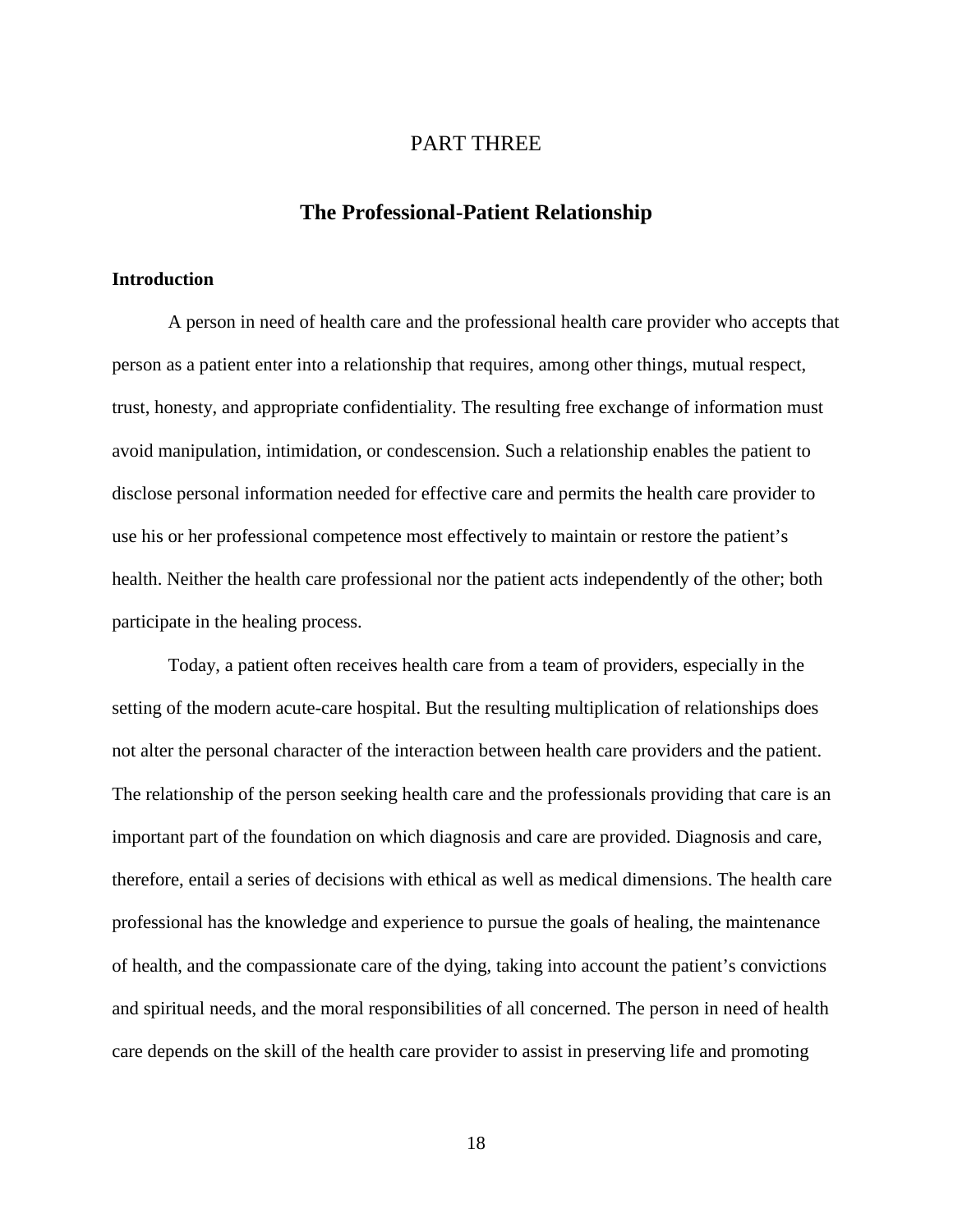# PART THREE

## The Professional-Patient Relationship

### Introduction

A person in need of health care and the professional health care provider who accepts that person as a patient enter into a relationship that requires, among other things, mutual respect, trust, honesty, and appropriate confidentiality. The resulting free exchange of information must avoid manipulation, intimidation, or condescension. Such a relationship enables the patient to disclose personal information needed for effective care and permits the health care provider to use his or her professional competence most effectively to maintain or restore the patient's health. Neither the health care professional nor the patient acts independently of the other; both participate in the healing process.

Today, a patient often receives health care from a team of providers, especially in the setting of the modern acute-care hospital. But the resulting multiplication of relationships does not alter the personal character of the interaction between health care providers and the patient. The relationship of the person seeking health care and the professionals providing that care is an important part of the foundation on which diagnosis and care are provided. Diagnosis and care, therefore, entail a series of decisions with ethical as well as medical dimensions. The health care professional has the knowledge and experience to pursue the goals of healing, the maintenance of health, and the compassionate care of the dying, taking into account the patient's convictions and spiritual needs, and the moral responsibilities of all concerned. The person in need of health care depends on the skill of the health care provider to assist in preserving life and promoting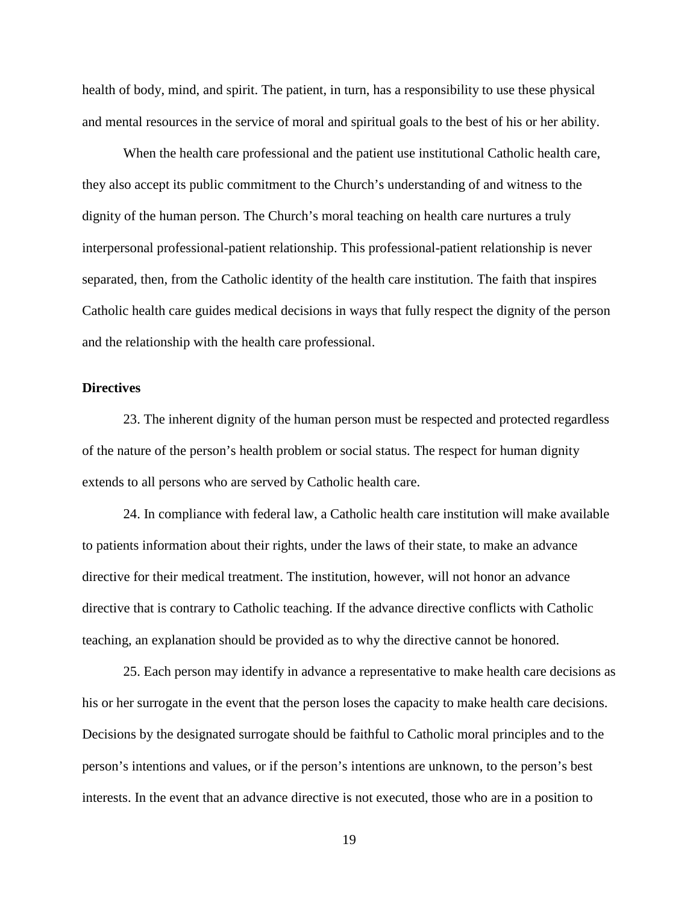health of body, mind, and spirit. The patient, in turn, has a responsibility to use these physical and mental resources in the service of moral and spiritual goals to the best of his or her ability.

When the health care professional and the patient use institutional Catholic health care, they also accept its public commitment to the Church's understanding of and witness to the dignity of the human person. The Church's moral teaching on health care nurtures a truly interpersonal professional-patient relationship. This professional-patient relationship is never separated, then, from the Catholic identity of the health care institution. The faith that inspires Catholic health care guides medical decisions in ways that fully respect the dignity of the person and the relationship with the health care professional.

**Directives**

23. The inherent dignity of the human person must be respected and protected regardless of the nature of the person's health problem or social status. The respect for human dignity extends to all persons who are served by Catholic health care.

24. In compliance with federal law, a Catholic health care institution will make available to patients information about their rights, under the laws of their state, to make an advance directive for their medical treatment. The institution, however, will not honor an advance directive that is contrary to Catholic teaching. If the advance directive conflicts with Catholic teaching, an explanation should be provided as to why the directive cannot be honored.

25. Each person may identify in advance a representative to make health care decisions as his or her surrogate in the event that the person loses the capacity to make health care decisions. Decisions by the designated surrogate should be faithful to Catholic moral principles and to the person's intentions and values, or if the person's intentions are unknown, to the person's best interests. In the event that an advance directive is not executed, those who are in a position to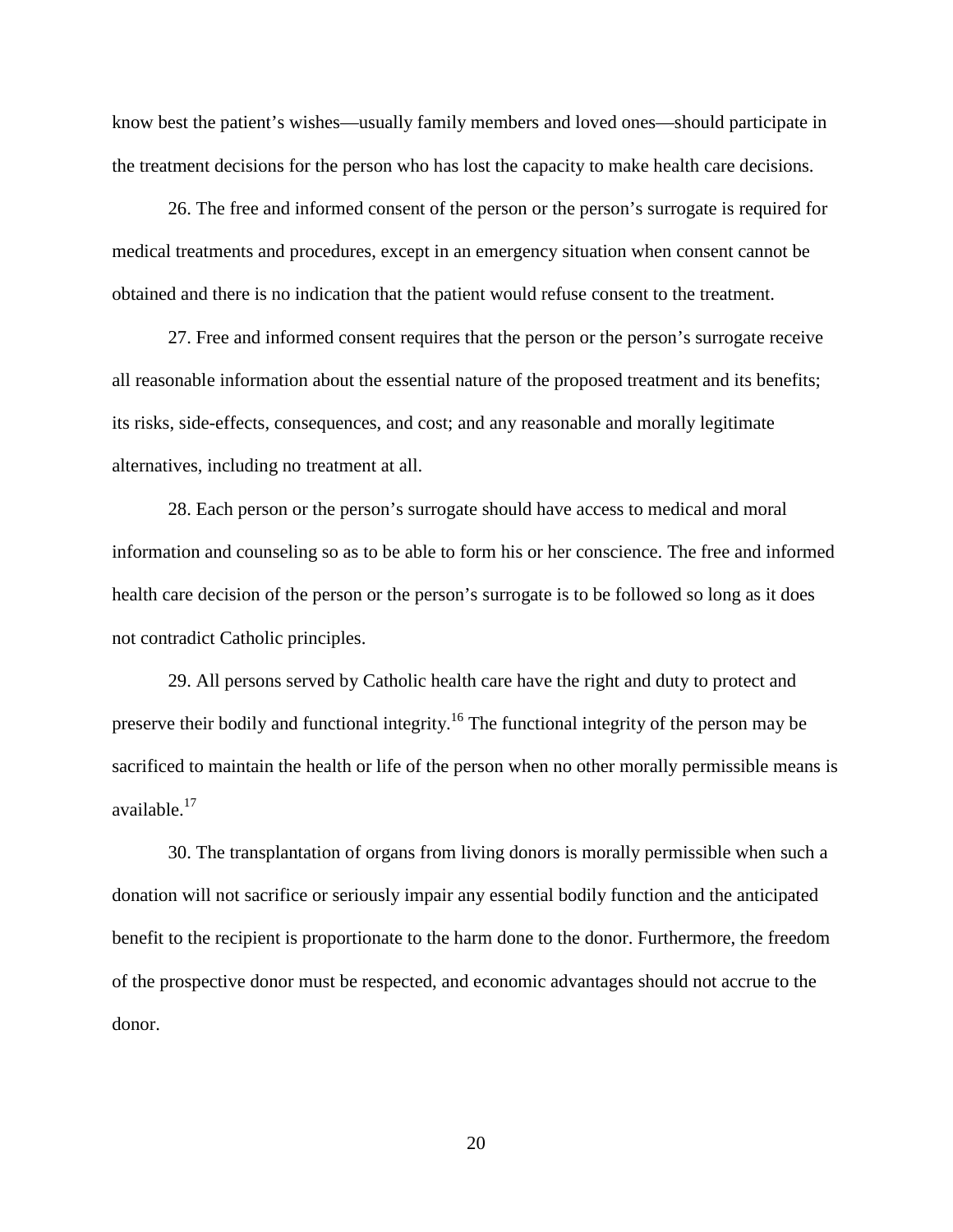know best the patient's wishes—usually family members and loved ones—should participate in the treatment decisions for the person who has lost the capacity to make health care decisions.

26. The free and informed consent of the person or the person's surrogate is required for medical treatments and procedures, except in an emergency situation when consent cannot be obtained and there is no indication that the patient would refuse consent to the treatment.

27. Free and informed consent requires that the person or the person's surrogate receive all reasonable information about the essential nature of the proposed treatment and its benefits; its risks, side-effects, consequences, and cost; and any reasonable and morally legitimate alternatives, including no treatment at all.

28. Each person or the person's surrogate should have access to medical and moral information and counseling so as to be able to form his or her conscience. The free and informed health care decision of the person or the person's surrogate is to be followed so long as it does not contradict Catholic principles.

29. All persons served by Catholic health care have the right and duty to protect and preserve their bodily and functional integrity.[16] The functional integrity of the person may be sacrificed to maintain the health or life of the person when no other morally permissible means is available.[17]

30. The transplantation of organs from living donors is morally permissible when such a donation will not sacrifice or seriously impair any essential bodily function and the anticipated benefit to the recipient is proportionate to the harm done to the donor. Furthermore, the freedom of the prospective donor must be respected, and economic advantages should not accrue to the donor.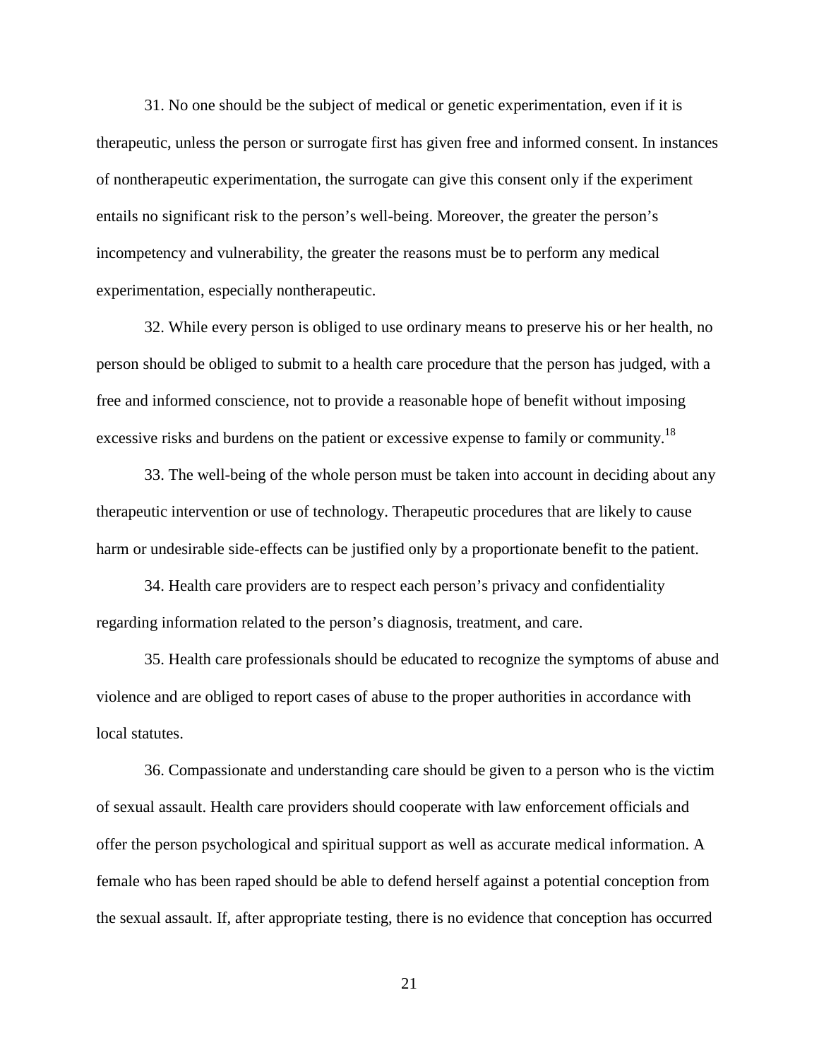31. No one should be the subject of medical or genetic experimentation, even if it is therapeutic, unless the person or surrogate first has given free and informed consent. In instances of nontherapeutic experimentation, the surrogate can give this consent only if the experiment entails no significant risk to the person's well-being. Moreover, the greater the person's incompetency and vulnerability, the greater the reasons must be to perform any medical experimentation, especially nontherapeutic.

32. While every person is obliged to use ordinary means to preserve his or her health, no person should be obliged to submit to a health care procedure that the person has judged, with a free and informed conscience, not to provide a reasonable hope of benefit without imposing excessive risks and burdens on the patient or excessive expense to family or community.[18]

33. The well-being of the whole person must be taken into account in deciding about any therapeutic intervention or use of technology. Therapeutic procedures that are likely to cause harm or undesirable side-effects can be justified only by a proportionate benefit to the patient.

34. Health care providers are to respect each person's privacy and confidentiality regarding information related to the person's diagnosis, treatment, and care.

35. Health care professionals should be educated to recognize the symptoms of abuse and violence and are obliged to report cases of abuse to the proper authorities in accordance with local statutes.

36. Compassionate and understanding care should be given to a person who is the victim of sexual assault. Health care providers should cooperate with law enforcement officials and offer the person psychological and spiritual support as well as accurate medical information. A female who has been raped should be able to defend herself against a potential conception from the sexual assault. If, after appropriate testing, there is no evidence that conception has occurred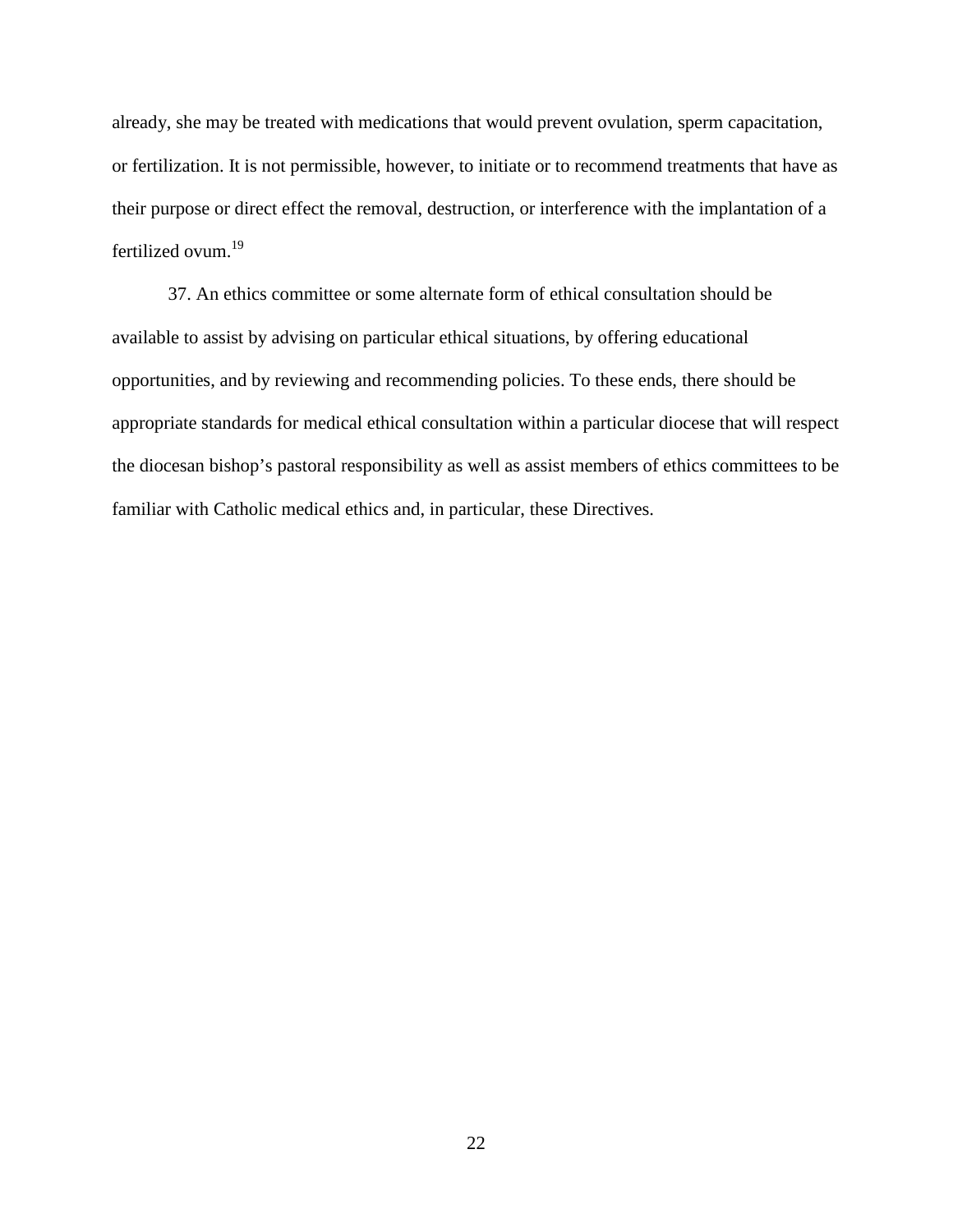already, she may be treated with medications that would prevent ovulation, sperm capacitation, or fertilization. It is not permissible, however, to initiate or to recommend treatments that have as their purpose or direct effect the removal, destruction, or interference with the implantation of a fertilized ovum.[19]

37. An ethics committee or some alternate form of ethical consultation should be available to assist by advising on particular ethical situations, by offering educational opportunities, and by reviewing and recommending policies. To these ends, there should be appropriate standards for medical ethical consultation within a particular diocese that will respect the diocesan bishop's pastoral responsibility as well as assist members of ethics committees to be familiar with Catholic medical ethics and, in particular, these Directives.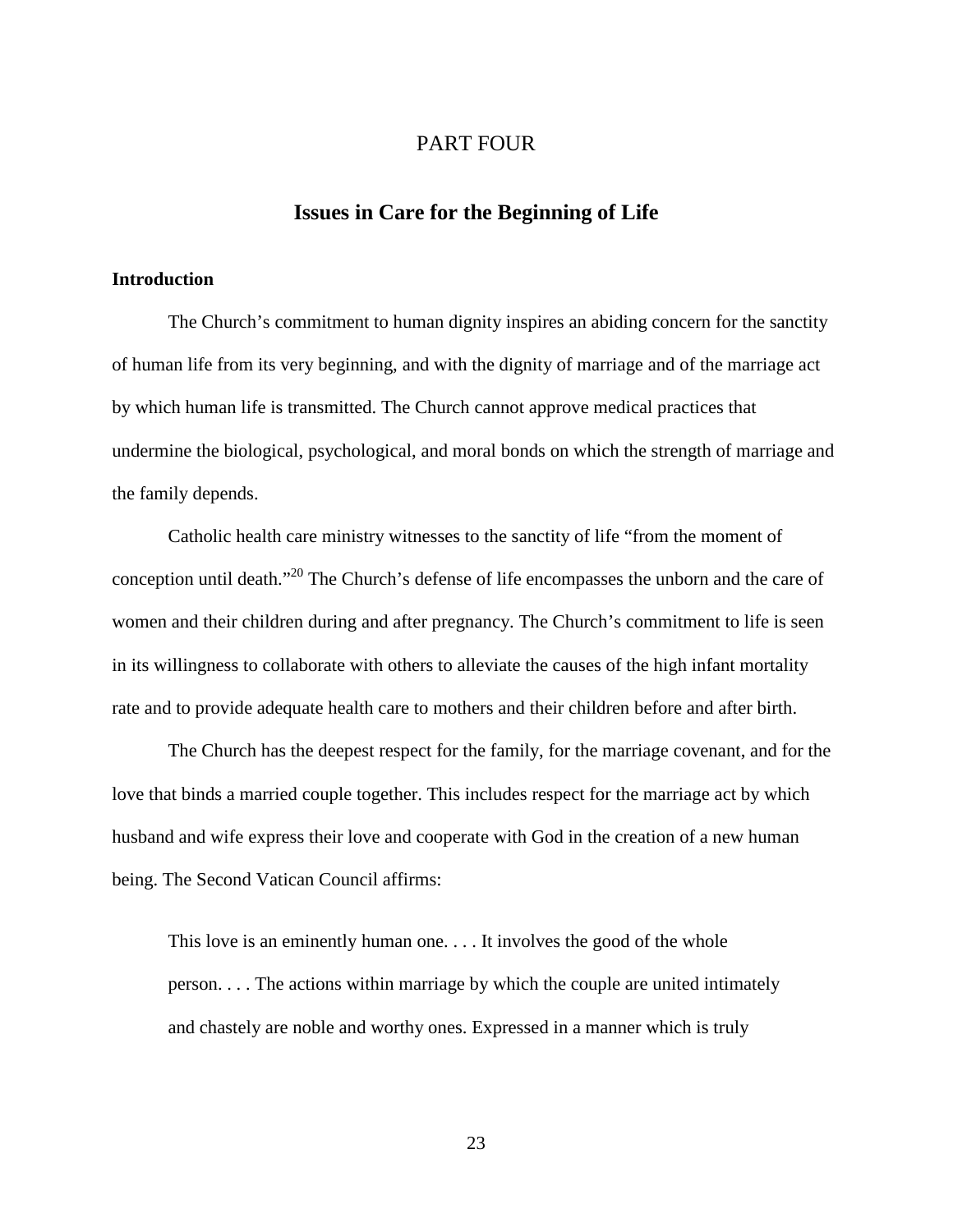# PART FOUR

## Issues in Care for the Beginning of Life

### Introduction

The Church's commitment to human dignity inspires an abiding concern for the sanctity of human life from its very beginning, and with the dignity of marriage and of the marriage act by which human life is transmitted. The Church cannot approve medical practices that undermine the biological, psychological, and moral bonds on which the strength of marriage and the family depends.

Catholic health care ministry witnesses to the sanctity of life "from the moment of conception until death."[20] The Church's defense of life encompasses the unborn and the care of women and their children during and after pregnancy. The Church's commitment to life is seen in its willingness to collaborate with others to alleviate the causes of the high infant mortality rate and to provide adequate health care to mothers and their children before and after birth.

The Church has the deepest respect for the family, for the marriage covenant, and for the love that binds a married couple together. This includes respect for the marriage act by which husband and wife express their love and cooperate with God in the creation of a new human being. The Second Vatican Council affirms:

> This love is an eminently human one. . . . It involves the good of the whole person. . . . The actions within marriage by which the couple are united intimately and chastely are noble and worthy ones. Expressed in a manner which is truly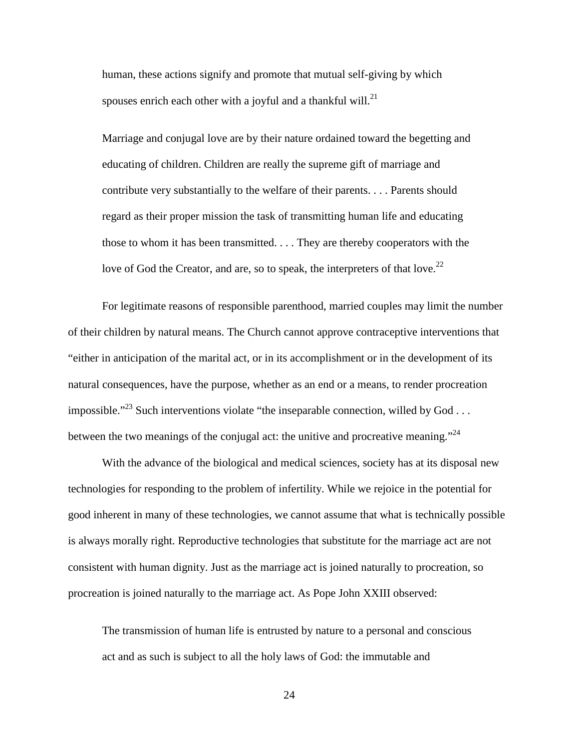> human, these actions signify and promote that mutual self-giving by which spouses enrich each other with a joyful and a thankful will.[21]

> Marriage and conjugal love are by their nature ordained toward the begetting and educating of children. Children are really the supreme gift of marriage and contribute very substantially to the welfare of their parents. . . . Parents should regard as their proper mission the task of transmitting human life and educating those to whom it has been transmitted. . . . They are thereby cooperators with the love of God the Creator, and are, so to speak, the interpreters of that love.[22]

For legitimate reasons of responsible parenthood, married couples may limit the number of their children by natural means. The Church cannot approve contraceptive interventions that "either in anticipation of the marital act, or in its accomplishment or in the development of its natural consequences, have the purpose, whether as an end or a means, to render procreation impossible."[23] Such interventions violate "the inseparable connection, willed by God . . . between the two meanings of the conjugal act: the unitive and procreative meaning."[24]

With the advance of the biological and medical sciences, society has at its disposal new technologies for responding to the problem of infertility. While we rejoice in the potential for good inherent in many of these technologies, we cannot assume that what is technically possible is always morally right. Reproductive technologies that substitute for the marriage act are not consistent with human dignity. Just as the marriage act is joined naturally to procreation, so procreation is joined naturally to the marriage act. As Pope John XXIII observed:

> The transmission of human life is entrusted by nature to a personal and conscious act and as such is subject to all the holy laws of God: the immutable and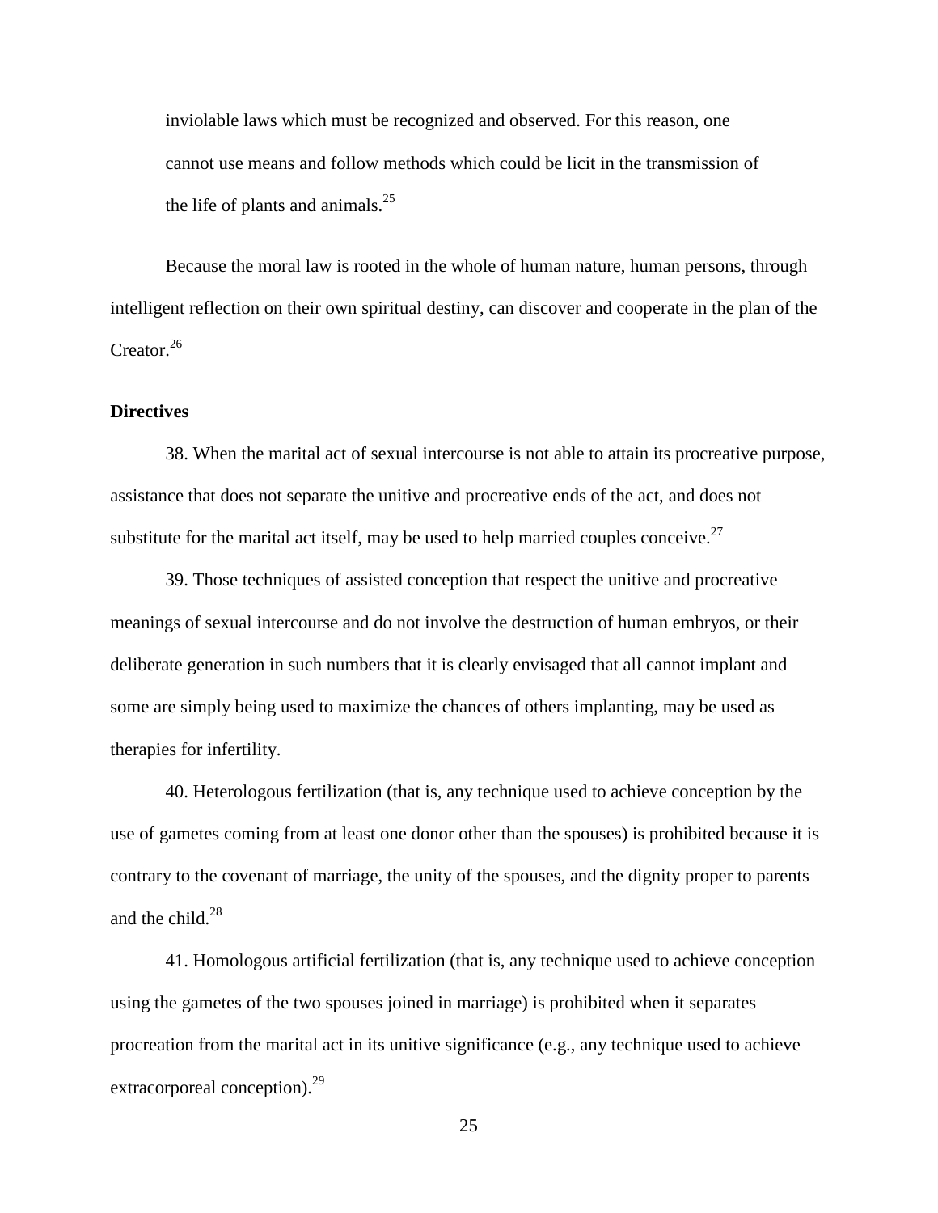inviolable laws which must be recognized and observed. For this reason, one cannot use means and follow methods which could be licit in the transmission of the life of plants and animals.[25]

Because the moral law is rooted in the whole of human nature, human persons, through intelligent reflection on their own spiritual destiny, can discover and cooperate in the plan of the Creator.[26]

**Directives**

38. When the marital act of sexual intercourse is not able to attain its procreative purpose, assistance that does not separate the unitive and procreative ends of the act, and does not substitute for the marital act itself, may be used to help married couples conceive.[27]

39. Those techniques of assisted conception that respect the unitive and procreative meanings of sexual intercourse and do not involve the destruction of human embryos, or their deliberate generation in such numbers that it is clearly envisaged that all cannot implant and some are simply being used to maximize the chances of others implanting, may be used as therapies for infertility.

40. Heterologous fertilization (that is, any technique used to achieve conception by the use of gametes coming from at least one donor other than the spouses) is prohibited because it is contrary to the covenant of marriage, the unity of the spouses, and the dignity proper to parents and the child.[28]

41. Homologous artificial fertilization (that is, any technique used to achieve conception using the gametes of the two spouses joined in marriage) is prohibited when it separates procreation from the marital act in its unitive significance (e.g., any technique used to achieve extracorporeal conception).[29]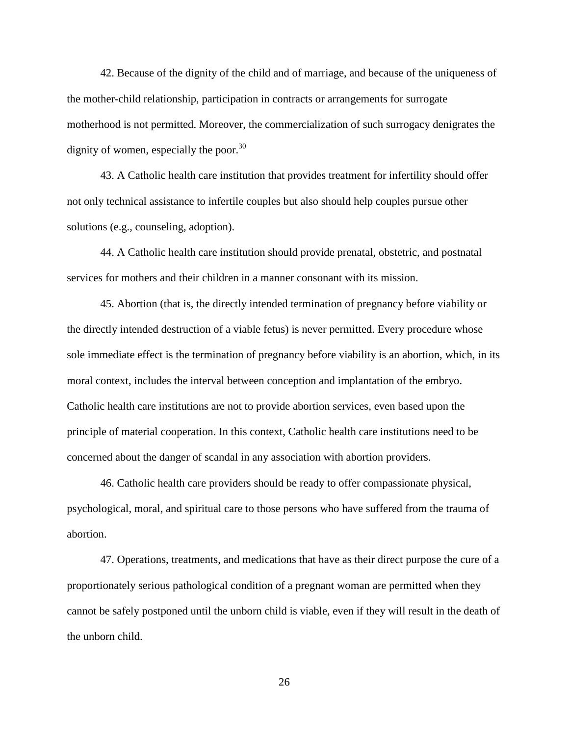42. Because of the dignity of the child and of marriage, and because of the uniqueness of the mother-child relationship, participation in contracts or arrangements for surrogate motherhood is not permitted. Moreover, the commercialization of such surrogacy denigrates the dignity of women, especially the poor.[30]

43. A Catholic health care institution that provides treatment for infertility should offer not only technical assistance to infertile couples but also should help couples pursue other solutions (e.g., counseling, adoption).

44. A Catholic health care institution should provide prenatal, obstetric, and postnatal services for mothers and their children in a manner consonant with its mission.

45. Abortion (that is, the directly intended termination of pregnancy before viability or the directly intended destruction of a viable fetus) is never permitted. Every procedure whose sole immediate effect is the termination of pregnancy before viability is an abortion, which, in its moral context, includes the interval between conception and implantation of the embryo. Catholic health care institutions are not to provide abortion services, even based upon the principle of material cooperation. In this context, Catholic health care institutions need to be concerned about the danger of scandal in any association with abortion providers.

46. Catholic health care providers should be ready to offer compassionate physical, psychological, moral, and spiritual care to those persons who have suffered from the trauma of abortion.

47. Operations, treatments, and medications that have as their direct purpose the cure of a proportionately serious pathological condition of a pregnant woman are permitted when they cannot be safely postponed until the unborn child is viable, even if they will result in the death of the unborn child.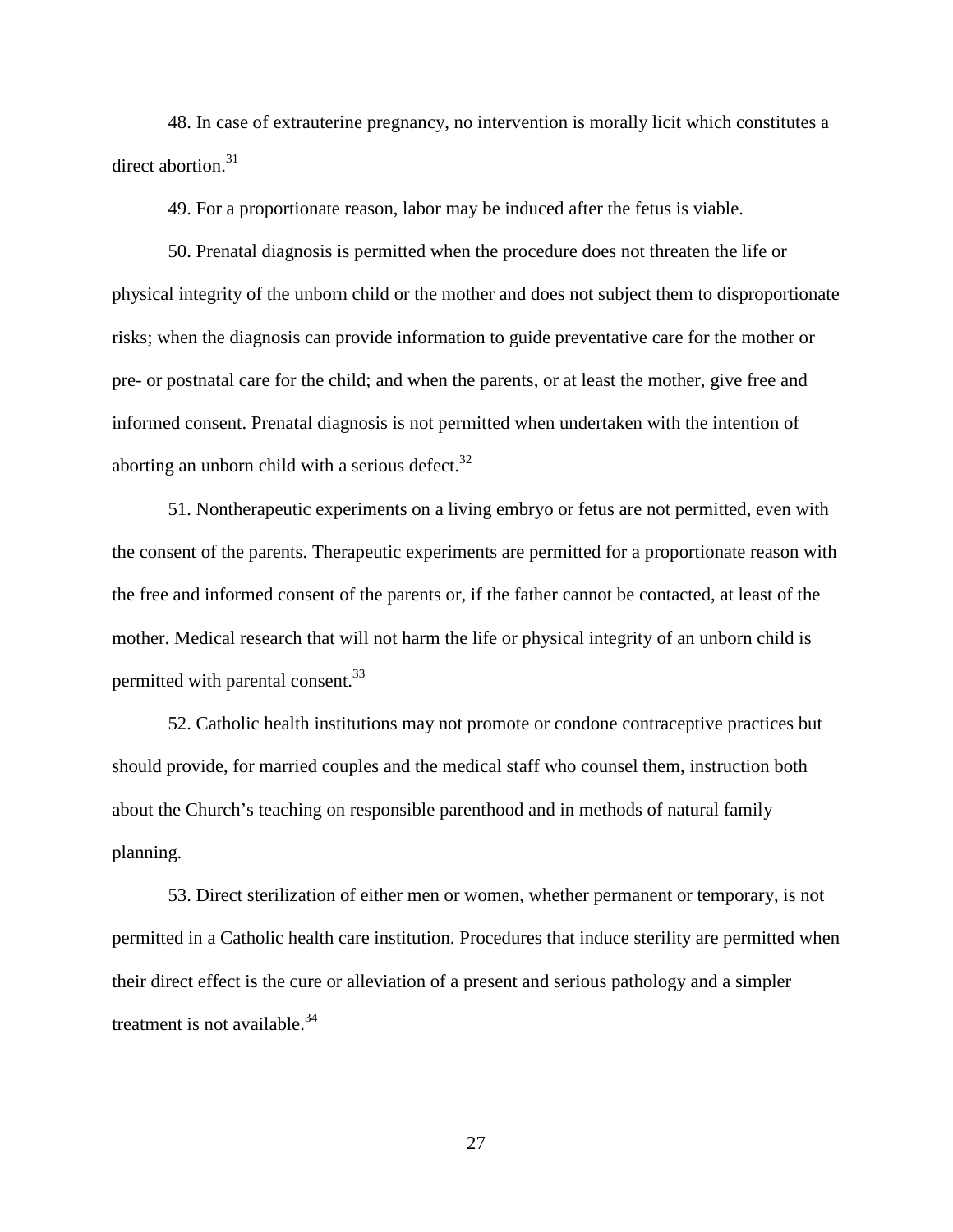48. In case of extrauterine pregnancy, no intervention is morally licit which constitutes a direct abortion.[31]

49. For a proportionate reason, labor may be induced after the fetus is viable.

50. Prenatal diagnosis is permitted when the procedure does not threaten the life or physical integrity of the unborn child or the mother and does not subject them to disproportionate risks; when the diagnosis can provide information to guide preventative care for the mother or pre- or postnatal care for the child; and when the parents, or at least the mother, give free and informed consent. Prenatal diagnosis is not permitted when undertaken with the intention of aborting an unborn child with a serious defect.[32]

51. Nontherapeutic experiments on a living embryo or fetus are not permitted, even with the consent of the parents. Therapeutic experiments are permitted for a proportionate reason with the free and informed consent of the parents or, if the father cannot be contacted, at least of the mother. Medical research that will not harm the life or physical integrity of an unborn child is permitted with parental consent.[33]

52. Catholic health institutions may not promote or condone contraceptive practices but should provide, for married couples and the medical staff who counsel them, instruction both about the Church's teaching on responsible parenthood and in methods of natural family planning.

53. Direct sterilization of either men or women, whether permanent or temporary, is not permitted in a Catholic health care institution. Procedures that induce sterility are permitted when their direct effect is the cure or alleviation of a present and serious pathology and a simpler treatment is not available.[34]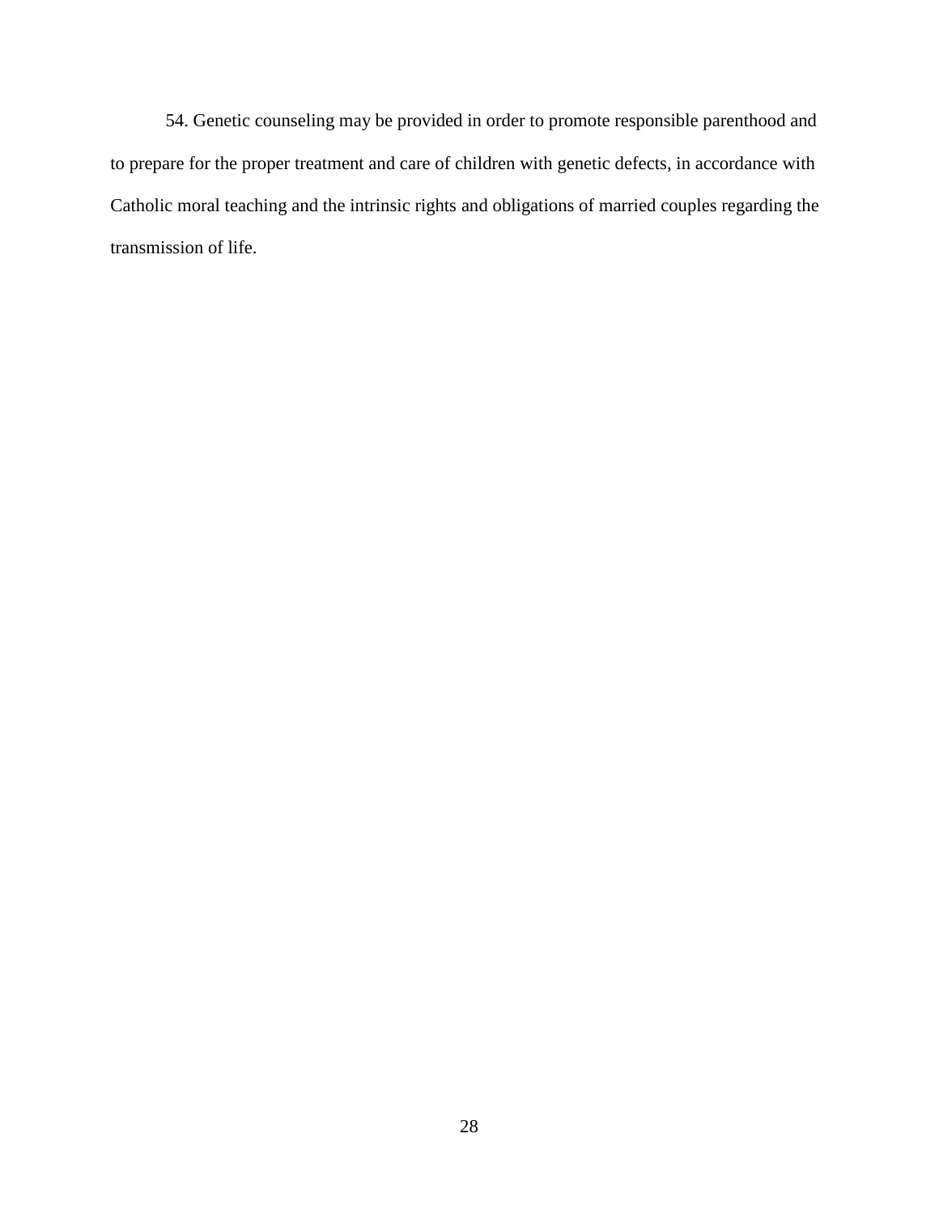54. Genetic counseling may be provided in order to promote responsible parenthood and to prepare for the proper treatment and care of children with genetic defects, in accordance with Catholic moral teaching and the intrinsic rights and obligations of married couples regarding the transmission of life.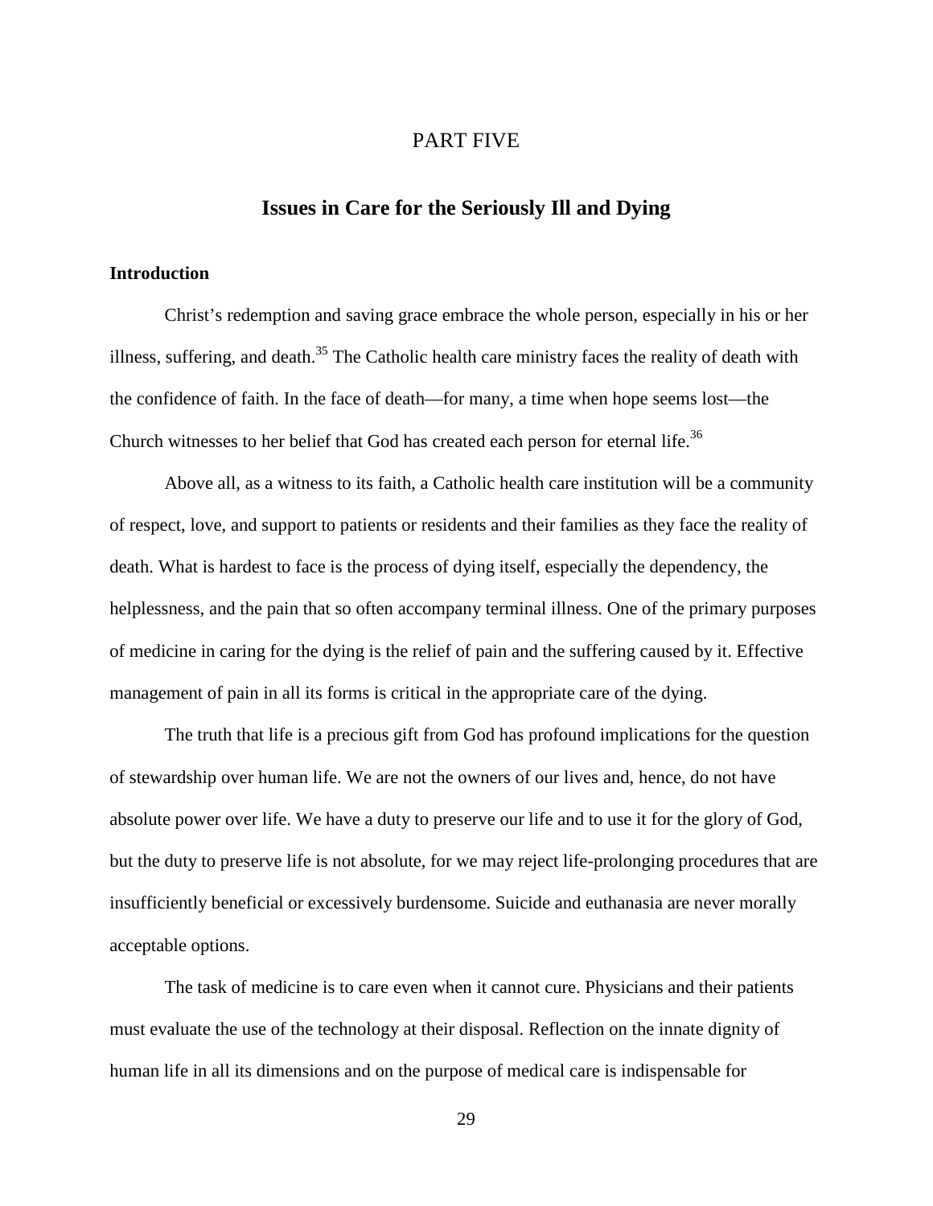# PART FIVE

## Issues in Care for the Seriously Ill and Dying

### Introduction

Christ's redemption and saving grace embrace the whole person, especially in his or her illness, suffering, and death.[35] The Catholic health care ministry faces the reality of death with the confidence of faith. In the face of death—for many, a time when hope seems lost—the Church witnesses to her belief that God has created each person for eternal life.[36]

Above all, as a witness to its faith, a Catholic health care institution will be a community of respect, love, and support to patients or residents and their families as they face the reality of death. What is hardest to face is the process of dying itself, especially the dependency, the helplessness, and the pain that so often accompany terminal illness. One of the primary purposes of medicine in caring for the dying is the relief of pain and the suffering caused by it. Effective management of pain in all its forms is critical in the appropriate care of the dying.

The truth that life is a precious gift from God has profound implications for the question of stewardship over human life. We are not the owners of our lives and, hence, do not have absolute power over life. We have a duty to preserve our life and to use it for the glory of God, but the duty to preserve life is not absolute, for we may reject life-prolonging procedures that are insufficiently beneficial or excessively burdensome. Suicide and euthanasia are never morally acceptable options.

The task of medicine is to care even when it cannot cure. Physicians and their patients must evaluate the use of the technology at their disposal. Reflection on the innate dignity of human life in all its dimensions and on the purpose of medical care is indispensable for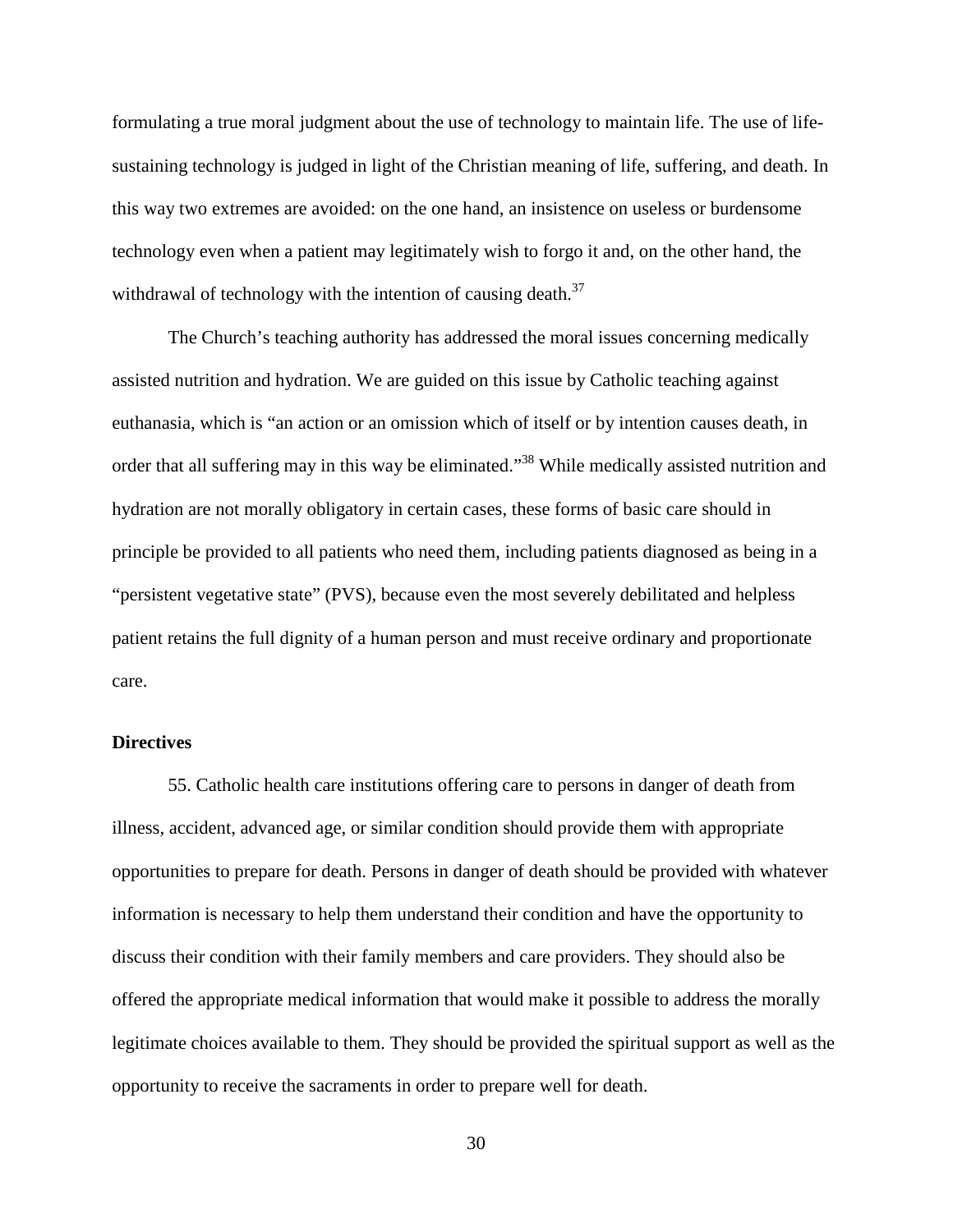formulating a true moral judgment about the use of technology to maintain life. The use of life-sustaining technology is judged in light of the Christian meaning of life, suffering, and death. In this way two extremes are avoided: on the one hand, an insistence on useless or burdensome technology even when a patient may legitimately wish to forgo it and, on the other hand, the withdrawal of technology with the intention of causing death.[37]

The Church's teaching authority has addressed the moral issues concerning medically assisted nutrition and hydration. We are guided on this issue by Catholic teaching against euthanasia, which is "an action or an omission which of itself or by intention causes death, in order that all suffering may in this way be eliminated."[38] While medically assisted nutrition and hydration are not morally obligatory in certain cases, these forms of basic care should in principle be provided to all patients who need them, including patients diagnosed as being in a "persistent vegetative state" (PVS), because even the most severely debilitated and helpless patient retains the full dignity of a human person and must receive ordinary and proportionate care.

**Directives**

55. Catholic health care institutions offering care to persons in danger of death from illness, accident, advanced age, or similar condition should provide them with appropriate opportunities to prepare for death. Persons in danger of death should be provided with whatever information is necessary to help them understand their condition and have the opportunity to discuss their condition with their family members and care providers. They should also be offered the appropriate medical information that would make it possible to address the morally legitimate choices available to them. They should be provided the spiritual support as well as the opportunity to receive the sacraments in order to prepare well for death.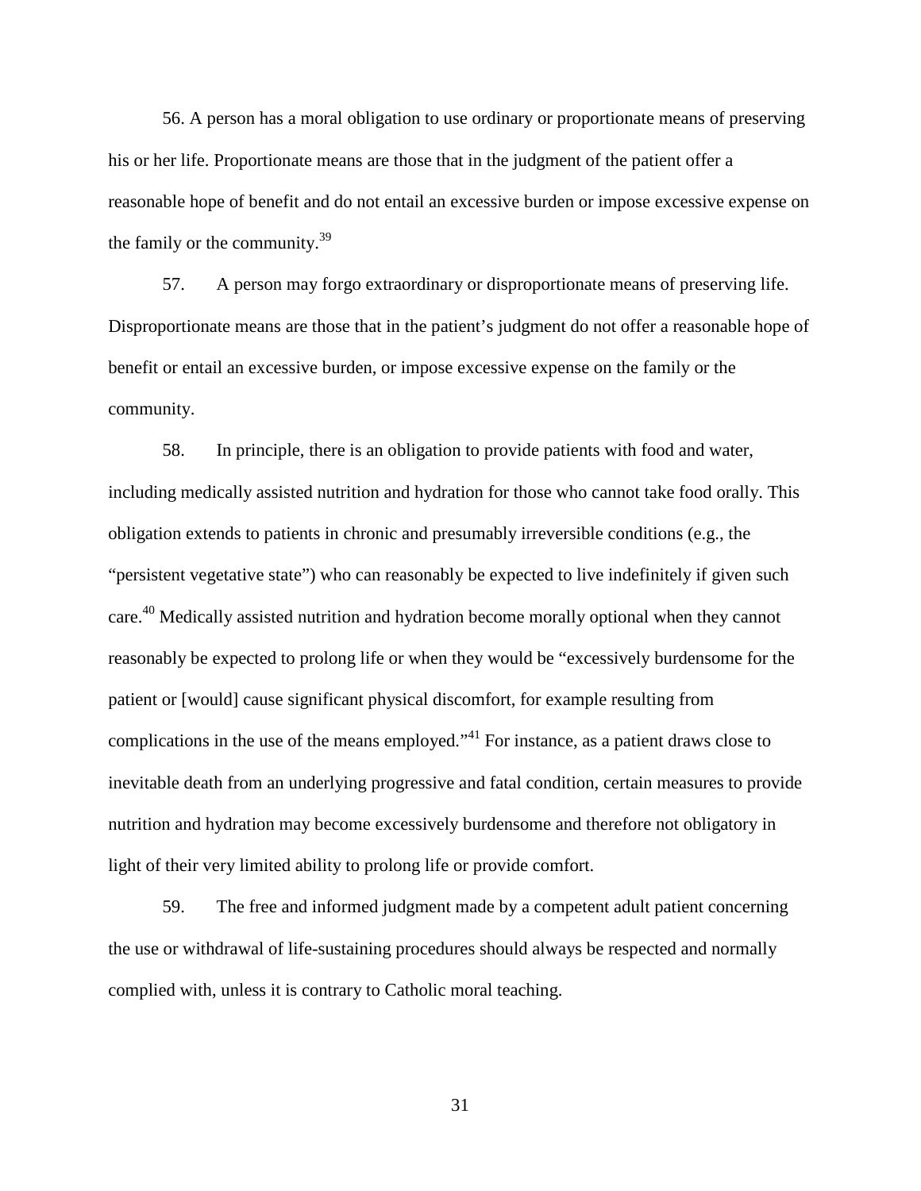56. A person has a moral obligation to use ordinary or proportionate means of preserving his or her life. Proportionate means are those that in the judgment of the patient offer a reasonable hope of benefit and do not entail an excessive burden or impose excessive expense on the family or the community.[39]

57. A person may forgo extraordinary or disproportionate means of preserving life. Disproportionate means are those that in the patient's judgment do not offer a reasonable hope of benefit or entail an excessive burden, or impose excessive expense on the family or the community.

58. In principle, there is an obligation to provide patients with food and water, including medically assisted nutrition and hydration for those who cannot take food orally. This obligation extends to patients in chronic and presumably irreversible conditions (e.g., the "persistent vegetative state") who can reasonably be expected to live indefinitely if given such care.[40] Medically assisted nutrition and hydration become morally optional when they cannot reasonably be expected to prolong life or when they would be "excessively burdensome for the patient or [would] cause significant physical discomfort, for example resulting from complications in the use of the means employed."[41] For instance, as a patient draws close to inevitable death from an underlying progressive and fatal condition, certain measures to provide nutrition and hydration may become excessively burdensome and therefore not obligatory in light of their very limited ability to prolong life or provide comfort.

59. The free and informed judgment made by a competent adult patient concerning the use or withdrawal of life-sustaining procedures should always be respected and normally complied with, unless it is contrary to Catholic moral teaching.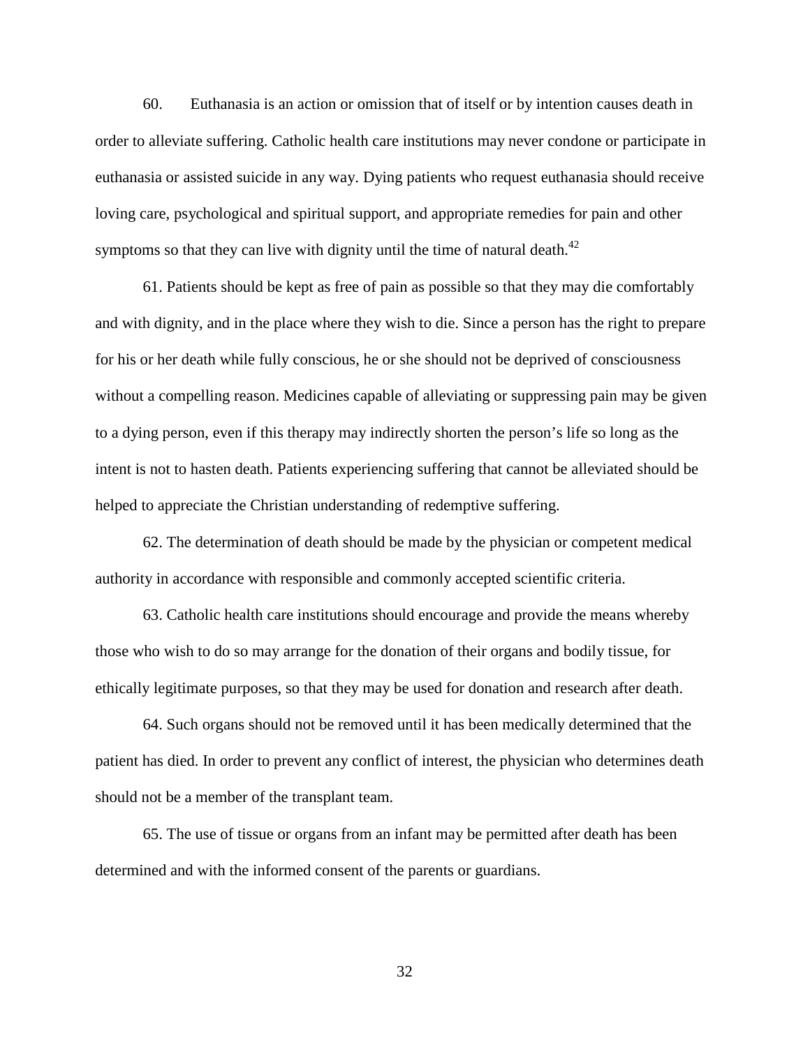60. Euthanasia is an action or omission that of itself or by intention causes death in order to alleviate suffering. Catholic health care institutions may never condone or participate in euthanasia or assisted suicide in any way. Dying patients who request euthanasia should receive loving care, psychological and spiritual support, and appropriate remedies for pain and other symptoms so that they can live with dignity until the time of natural death.[42]

61. Patients should be kept as free of pain as possible so that they may die comfortably and with dignity, and in the place where they wish to die. Since a person has the right to prepare for his or her death while fully conscious, he or she should not be deprived of consciousness without a compelling reason. Medicines capable of alleviating or suppressing pain may be given to a dying person, even if this therapy may indirectly shorten the person's life so long as the intent is not to hasten death. Patients experiencing suffering that cannot be alleviated should be helped to appreciate the Christian understanding of redemptive suffering.

62. The determination of death should be made by the physician or competent medical authority in accordance with responsible and commonly accepted scientific criteria.

63. Catholic health care institutions should encourage and provide the means whereby those who wish to do so may arrange for the donation of their organs and bodily tissue, for ethically legitimate purposes, so that they may be used for donation and research after death.

64. Such organs should not be removed until it has been medically determined that the patient has died. In order to prevent any conflict of interest, the physician who determines death should not be a member of the transplant team.

65. The use of tissue or organs from an infant may be permitted after death has been determined and with the informed consent of the parents or guardians.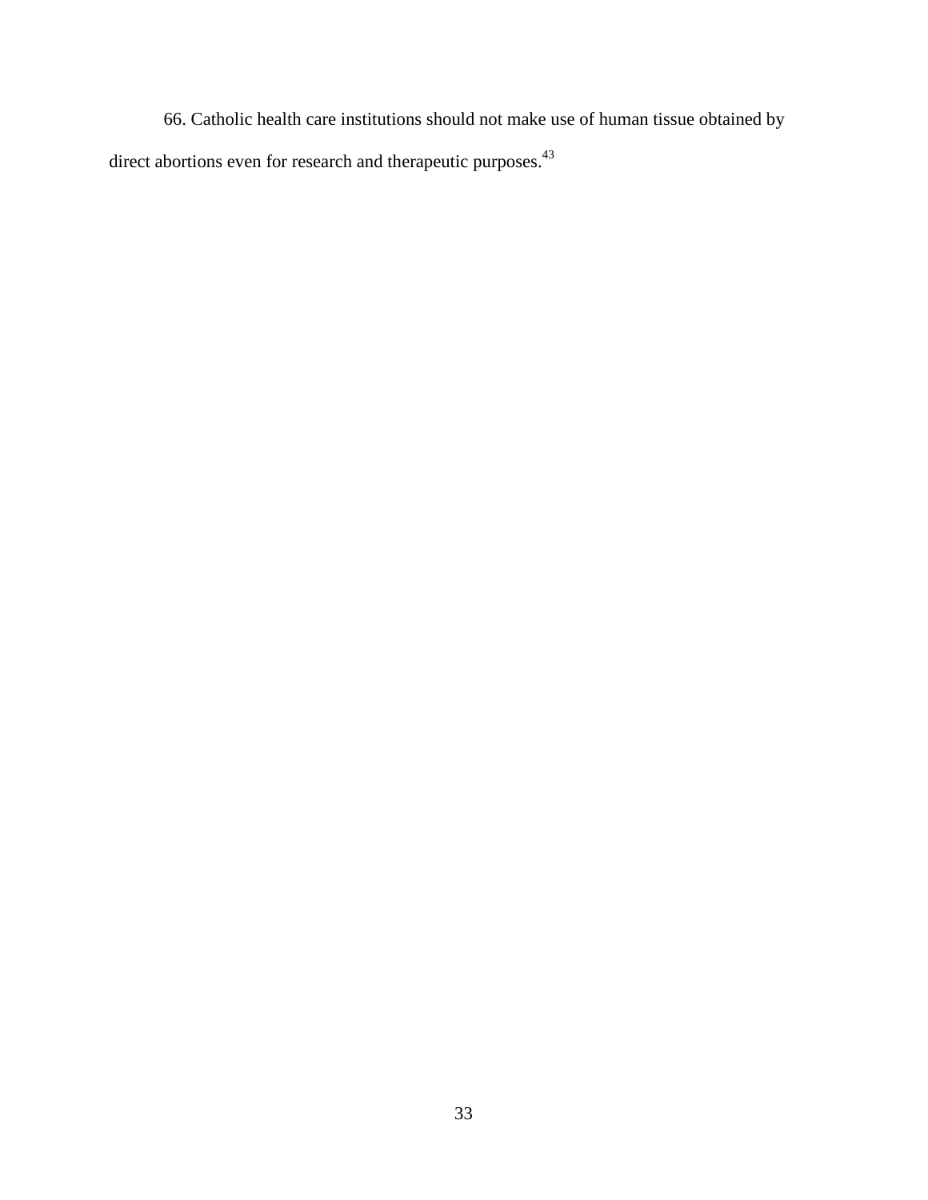66. Catholic health care institutions should not make use of human tissue obtained by direct abortions even for research and therapeutic purposes.[43]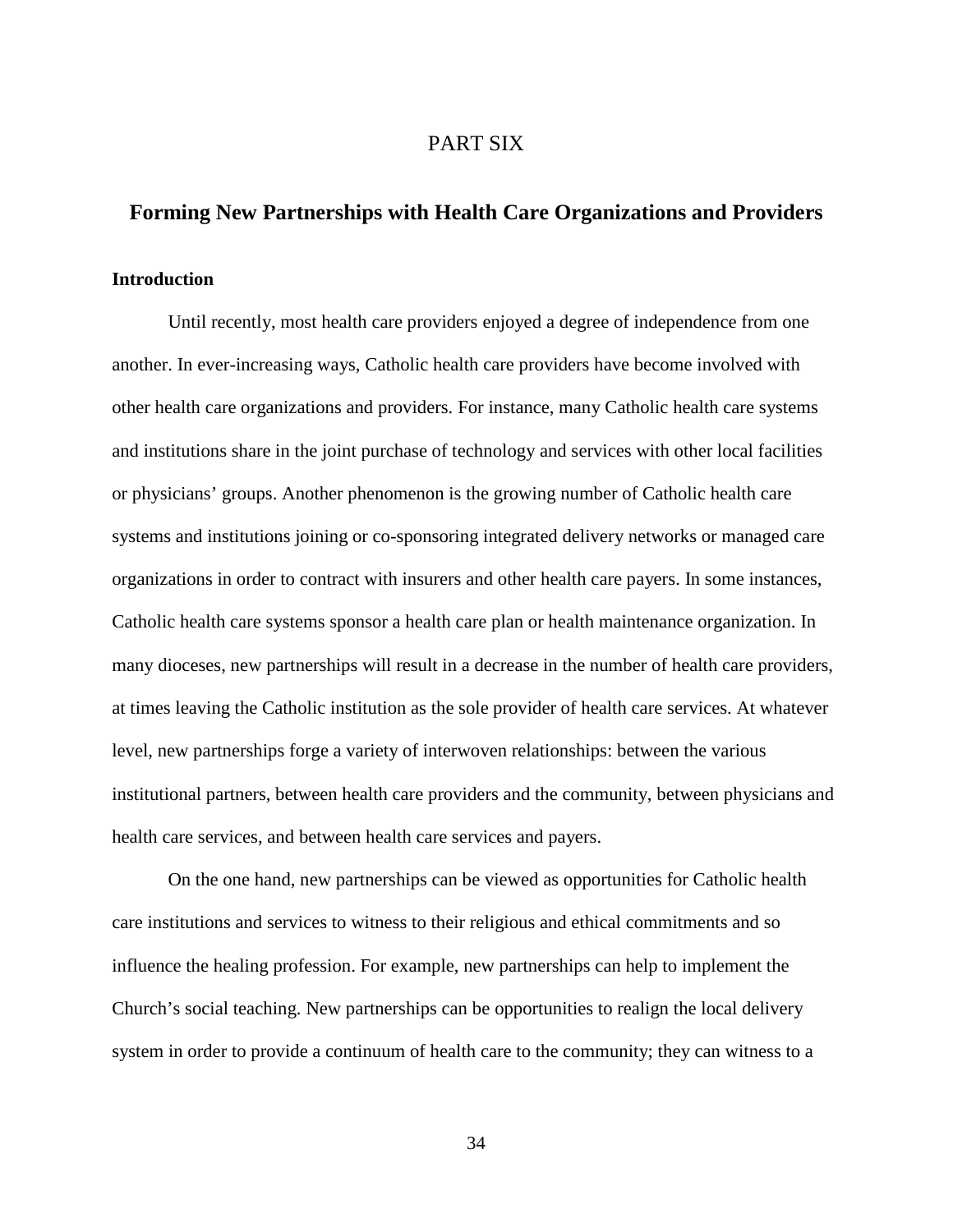# PART SIX

## Forming New Partnerships with Health Care Organizations and Providers

### Introduction

Until recently, most health care providers enjoyed a degree of independence from one another. In ever-increasing ways, Catholic health care providers have become involved with other health care organizations and providers. For instance, many Catholic health care systems and institutions share in the joint purchase of technology and services with other local facilities or physicians' groups. Another phenomenon is the growing number of Catholic health care systems and institutions joining or co-sponsoring integrated delivery networks or managed care organizations in order to contract with insurers and other health care payers. In some instances, Catholic health care systems sponsor a health care plan or health maintenance organization. In many dioceses, new partnerships will result in a decrease in the number of health care providers, at times leaving the Catholic institution as the sole provider of health care services. At whatever level, new partnerships forge a variety of interwoven relationships: between the various institutional partners, between health care providers and the community, between physicians and health care services, and between health care services and payers.

On the one hand, new partnerships can be viewed as opportunities for Catholic health care institutions and services to witness to their religious and ethical commitments and so influence the healing profession. For example, new partnerships can help to implement the Church's social teaching. New partnerships can be opportunities to realign the local delivery system in order to provide a continuum of health care to the community; they can witness to a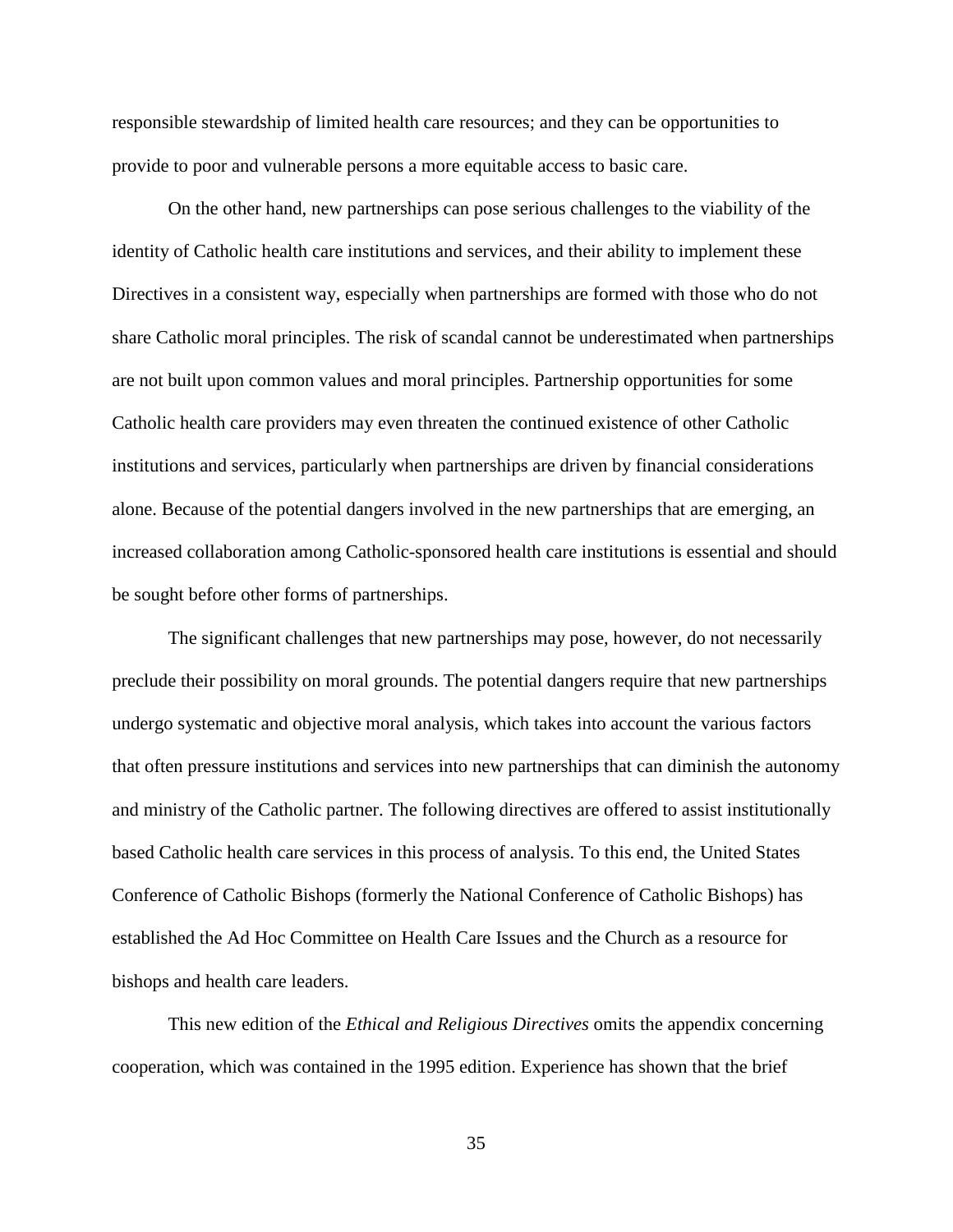responsible stewardship of limited health care resources; and they can be opportunities to provide to poor and vulnerable persons a more equitable access to basic care.

On the other hand, new partnerships can pose serious challenges to the viability of the identity of Catholic health care institutions and services, and their ability to implement these Directives in a consistent way, especially when partnerships are formed with those who do not share Catholic moral principles. The risk of scandal cannot be underestimated when partnerships are not built upon common values and moral principles. Partnership opportunities for some Catholic health care providers may even threaten the continued existence of other Catholic institutions and services, particularly when partnerships are driven by financial considerations alone. Because of the potential dangers involved in the new partnerships that are emerging, an increased collaboration among Catholic-sponsored health care institutions is essential and should be sought before other forms of partnerships.

The significant challenges that new partnerships may pose, however, do not necessarily preclude their possibility on moral grounds. The potential dangers require that new partnerships undergo systematic and objective moral analysis, which takes into account the various factors that often pressure institutions and services into new partnerships that can diminish the autonomy and ministry of the Catholic partner. The following directives are offered to assist institutionally based Catholic health care services in this process of analysis. To this end, the United States Conference of Catholic Bishops (formerly the National Conference of Catholic Bishops) has established the Ad Hoc Committee on Health Care Issues and the Church as a resource for bishops and health care leaders.

This new edition of the *Ethical and Religious Directives* omits the appendix concerning cooperation, which was contained in the 1995 edition. Experience has shown that the brief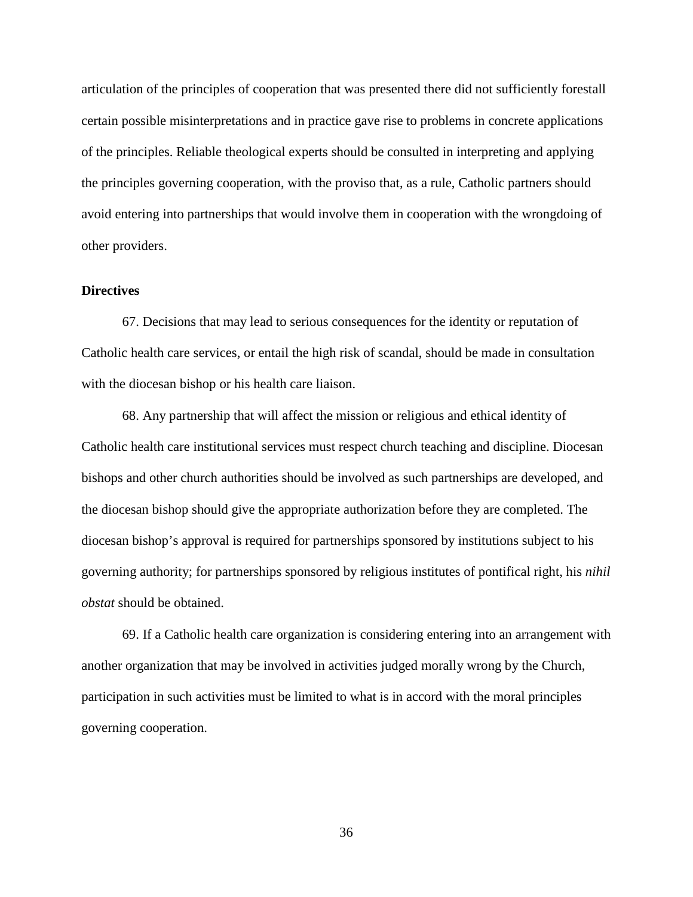articulation of the principles of cooperation that was presented there did not sufficiently forestall certain possible misinterpretations and in practice gave rise to problems in concrete applications of the principles. Reliable theological experts should be consulted in interpreting and applying the principles governing cooperation, with the proviso that, as a rule, Catholic partners should avoid entering into partnerships that would involve them in cooperation with the wrongdoing of other providers.

**Directives**

67. Decisions that may lead to serious consequences for the identity or reputation of Catholic health care services, or entail the high risk of scandal, should be made in consultation with the diocesan bishop or his health care liaison.

68. Any partnership that will affect the mission or religious and ethical identity of Catholic health care institutional services must respect church teaching and discipline. Diocesan bishops and other church authorities should be involved as such partnerships are developed, and the diocesan bishop should give the appropriate authorization before they are completed. The diocesan bishop's approval is required for partnerships sponsored by institutions subject to his governing authority; for partnerships sponsored by religious institutes of pontifical right, his *nihil obstat* should be obtained.

69. If a Catholic health care organization is considering entering into an arrangement with another organization that may be involved in activities judged morally wrong by the Church, participation in such activities must be limited to what is in accord with the moral principles governing cooperation.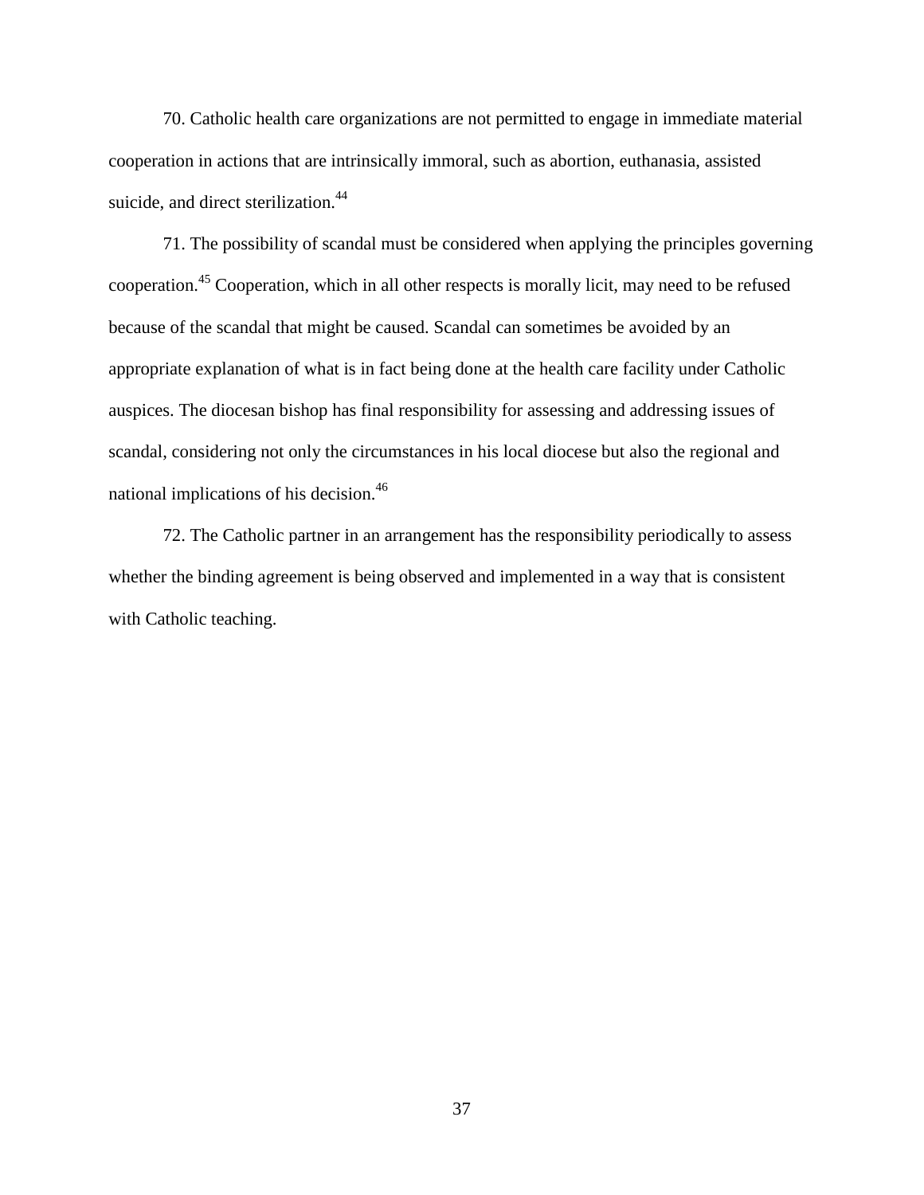70. Catholic health care organizations are not permitted to engage in immediate material cooperation in actions that are intrinsically immoral, such as abortion, euthanasia, assisted suicide, and direct sterilization.[44]

71. The possibility of scandal must be considered when applying the principles governing cooperation.[45] Cooperation, which in all other respects is morally licit, may need to be refused because of the scandal that might be caused. Scandal can sometimes be avoided by an appropriate explanation of what is in fact being done at the health care facility under Catholic auspices. The diocesan bishop has final responsibility for assessing and addressing issues of scandal, considering not only the circumstances in his local diocese but also the regional and national implications of his decision.[46]

72. The Catholic partner in an arrangement has the responsibility periodically to assess whether the binding agreement is being observed and implemented in a way that is consistent with Catholic teaching.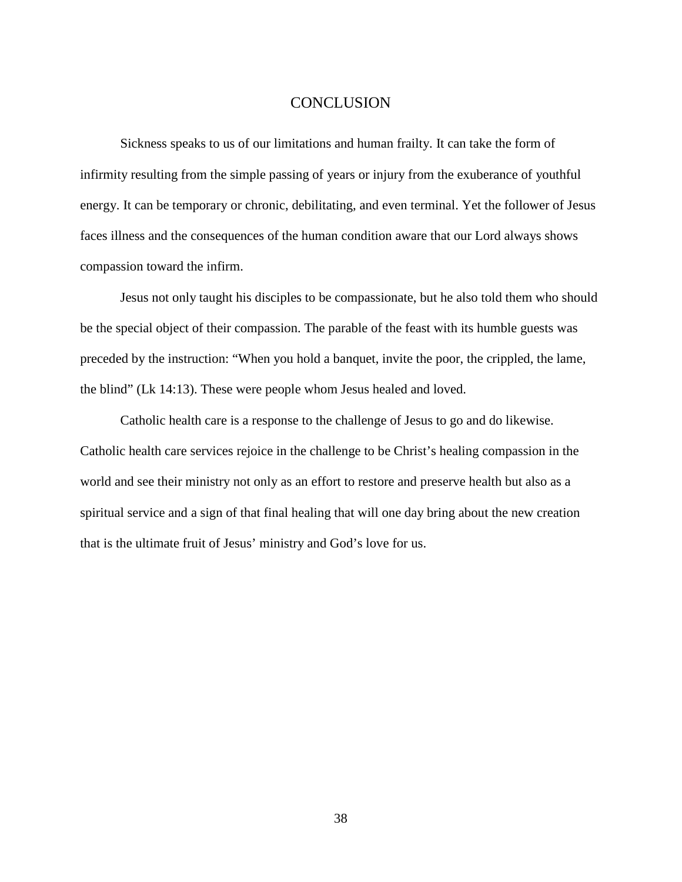# CONCLUSION

Sickness speaks to us of our limitations and human frailty. It can take the form of infirmity resulting from the simple passing of years or injury from the exuberance of youthful energy. It can be temporary or chronic, debilitating, and even terminal. Yet the follower of Jesus faces illness and the consequences of the human condition aware that our Lord always shows compassion toward the infirm.

Jesus not only taught his disciples to be compassionate, but he also told them who should be the special object of their compassion. The parable of the feast with its humble guests was preceded by the instruction: “When you hold a banquet, invite the poor, the crippled, the lame, the blind” (Lk 14:13). These were people whom Jesus healed and loved.

Catholic health care is a response to the challenge of Jesus to go and do likewise. Catholic health care services rejoice in the challenge to be Christ’s healing compassion in the world and see their ministry not only as an effort to restore and preserve health but also as a spiritual service and a sign of that final healing that will one day bring about the new creation that is the ultimate fruit of Jesus’ ministry and God’s love for us.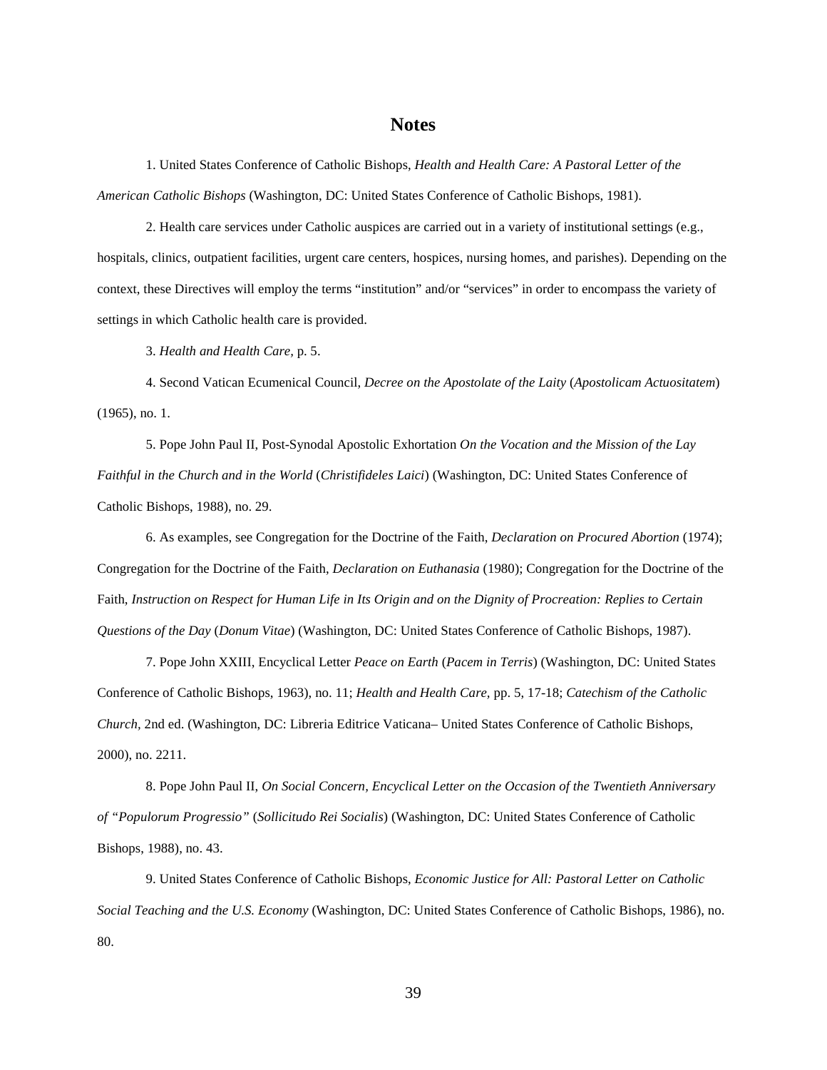# Notes

1. United States Conference of Catholic Bishops, *Health and Health Care: A Pastoral Letter of the American Catholic Bishops* (Washington, DC: United States Conference of Catholic Bishops, 1981).

2. Health care services under Catholic auspices are carried out in a variety of institutional settings (e.g., hospitals, clinics, outpatient facilities, urgent care centers, hospices, nursing homes, and parishes). Depending on the context, these Directives will employ the terms "institution" and/or "services" in order to encompass the variety of settings in which Catholic health care is provided.

3. *Health and Health Care*, p. 5.

4. Second Vatican Ecumenical Council, *Decree on the Apostolate of the Laity* (*Apostolicam Actuositatem*) (1965), no. 1.

5. Pope John Paul II, Post-Synodal Apostolic Exhortation *On the Vocation and the Mission of the Lay Faithful in the Church and in the World* (*Christifideles Laici*) (Washington, DC: United States Conference of Catholic Bishops, 1988), no. 29.

6. As examples, see Congregation for the Doctrine of the Faith, *Declaration on Procured Abortion* (1974); Congregation for the Doctrine of the Faith, *Declaration on Euthanasia* (1980); Congregation for the Doctrine of the Faith, *Instruction on Respect for Human Life in Its Origin and on the Dignity of Procreation: Replies to Certain Questions of the Day* (*Donum Vitae*) (Washington, DC: United States Conference of Catholic Bishops, 1987).

7. Pope John XXIII, Encyclical Letter *Peace on Earth* (*Pacem in Terris*) (Washington, DC: United States Conference of Catholic Bishops, 1963), no. 11; *Health and Health Care*, pp. 5, 17-18; *Catechism of the Catholic Church*, 2nd ed. (Washington, DC: Libreria Editrice Vaticana– United States Conference of Catholic Bishops, 2000), no. 2211.

8. Pope John Paul II, *On Social Concern, Encyclical Letter on the Occasion of the Twentieth Anniversary of "Populorum Progressio"* (*Sollicitudo Rei Socialis*) (Washington, DC: United States Conference of Catholic Bishops, 1988), no. 43.

9. United States Conference of Catholic Bishops, *Economic Justice for All: Pastoral Letter on Catholic Social Teaching and the U.S. Economy* (Washington, DC: United States Conference of Catholic Bishops, 1986), no. 80.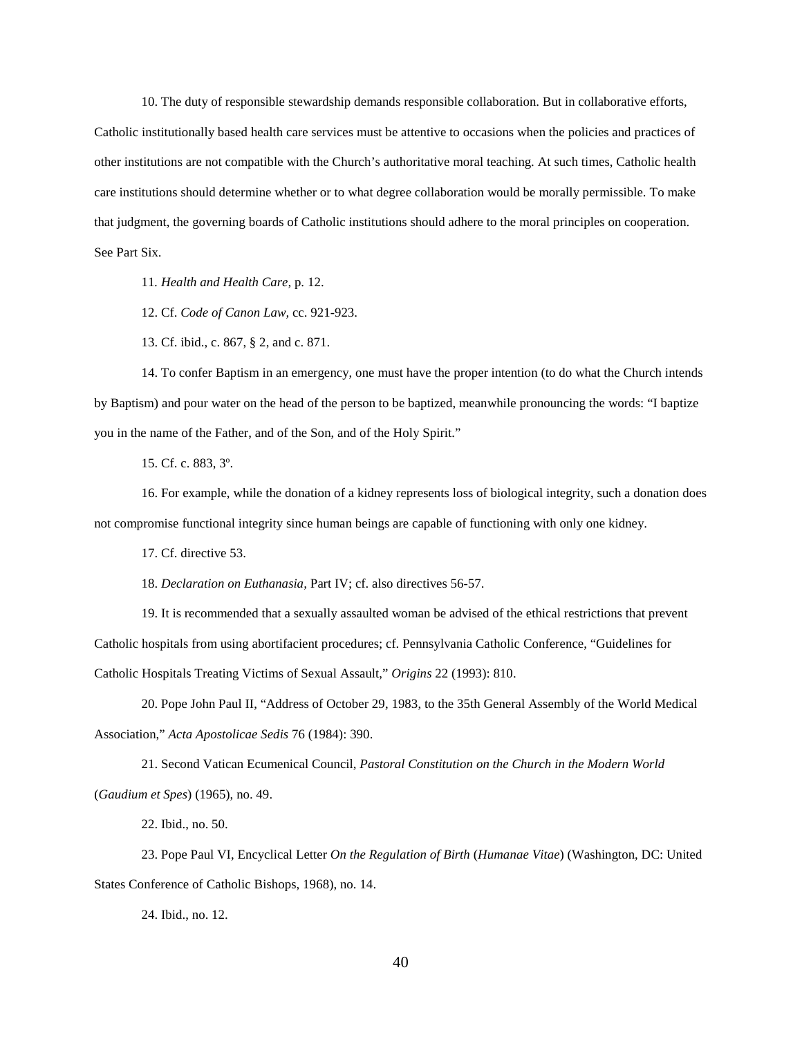10. The duty of responsible stewardship demands responsible collaboration. But in collaborative efforts, Catholic institutionally based health care services must be attentive to occasions when the policies and practices of other institutions are not compatible with the Church's authoritative moral teaching. At such times, Catholic health care institutions should determine whether or to what degree collaboration would be morally permissible. To make that judgment, the governing boards of Catholic institutions should adhere to the moral principles on cooperation. See Part Six.

11. *Health and Health Care,* p. 12.

12. Cf. *Code of Canon Law,* cc. 921-923.

13. Cf. ibid., c. 867, § 2, and c. 871.

14. To confer Baptism in an emergency, one must have the proper intention (to do what the Church intends by Baptism) and pour water on the head of the person to be baptized, meanwhile pronouncing the words: "I baptize you in the name of the Father, and of the Son, and of the Holy Spirit."

15. Cf. c. 883, 3º.

16. For example, while the donation of a kidney represents loss of biological integrity, such a donation does not compromise functional integrity since human beings are capable of functioning with only one kidney.

17. Cf. directive 53.

18. *Declaration on Euthanasia,* Part IV; cf. also directives 56-57.

19. It is recommended that a sexually assaulted woman be advised of the ethical restrictions that prevent Catholic hospitals from using abortifacient procedures; cf. Pennsylvania Catholic Conference, "Guidelines for Catholic Hospitals Treating Victims of Sexual Assault," *Origins* 22 (1993): 810.

20. Pope John Paul II, "Address of October 29, 1983, to the 35th General Assembly of the World Medical Association," *Acta Apostolicae Sedis* 76 (1984): 390.

21. Second Vatican Ecumenical Council, *Pastoral Constitution on the Church in the Modern World* (*Gaudium et Spes*) (1965), no. 49.

22. Ibid., no. 50.

23. Pope Paul VI, Encyclical Letter *On the Regulation of Birth* (*Humanae Vitae*) (Washington, DC: United States Conference of Catholic Bishops, 1968), no. 14.

24. Ibid., no. 12.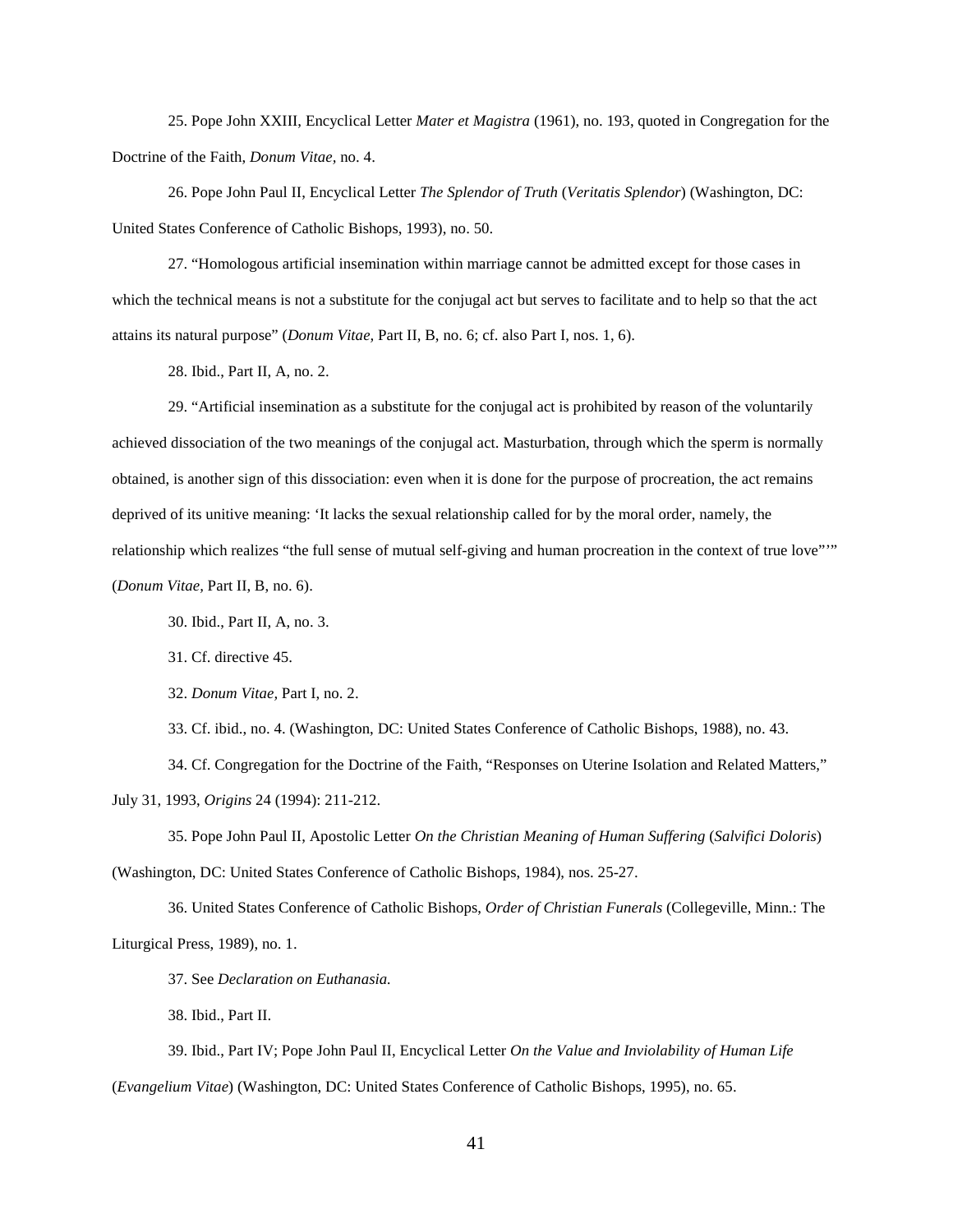25. Pope John XXIII, Encyclical Letter *Mater et Magistra* (1961), no. 193, quoted in Congregation for the Doctrine of the Faith, *Donum Vitae*, no. 4.

26. Pope John Paul II, Encyclical Letter *The Splendor of Truth* (*Veritatis Splendor*) (Washington, DC: United States Conference of Catholic Bishops, 1993), no. 50.

27. "Homologous artificial insemination within marriage cannot be admitted except for those cases in which the technical means is not a substitute for the conjugal act but serves to facilitate and to help so that the act attains its natural purpose" (*Donum Vitae,* Part II, B, no. 6; cf. also Part I, nos. 1, 6).

28. Ibid., Part II, A, no. 2.

29. "Artificial insemination as a substitute for the conjugal act is prohibited by reason of the voluntarily achieved dissociation of the two meanings of the conjugal act. Masturbation, through which the sperm is normally obtained, is another sign of this dissociation: even when it is done for the purpose of procreation, the act remains deprived of its unitive meaning: 'It lacks the sexual relationship called for by the moral order, namely, the relationship which realizes "the full sense of mutual self-giving and human procreation in the context of true love"'" (*Donum Vitae,* Part II, B, no. 6).

30. Ibid., Part II, A, no. 3.

31. Cf. directive 45.

32. *Donum Vitae,* Part I, no. 2.

33. Cf. ibid., no. 4. (Washington, DC: United States Conference of Catholic Bishops, 1988), no. 43.

34. Cf. Congregation for the Doctrine of the Faith, "Responses on Uterine Isolation and Related Matters," July 31, 1993, *Origins* 24 (1994): 211-212.

35. Pope John Paul II, Apostolic Letter *On the Christian Meaning of Human Suffering* (*Salvifici Doloris*) (Washington, DC: United States Conference of Catholic Bishops, 1984), nos. 25-27.

36. United States Conference of Catholic Bishops, *Order of Christian Funerals* (Collegeville, Minn.: The Liturgical Press, 1989), no. 1.

37. See *Declaration on Euthanasia.*

38. Ibid., Part II.

39. Ibid., Part IV; Pope John Paul II, Encyclical Letter *On the Value and Inviolability of Human Life* (*Evangelium Vitae*) (Washington, DC: United States Conference of Catholic Bishops, 1995), no. 65.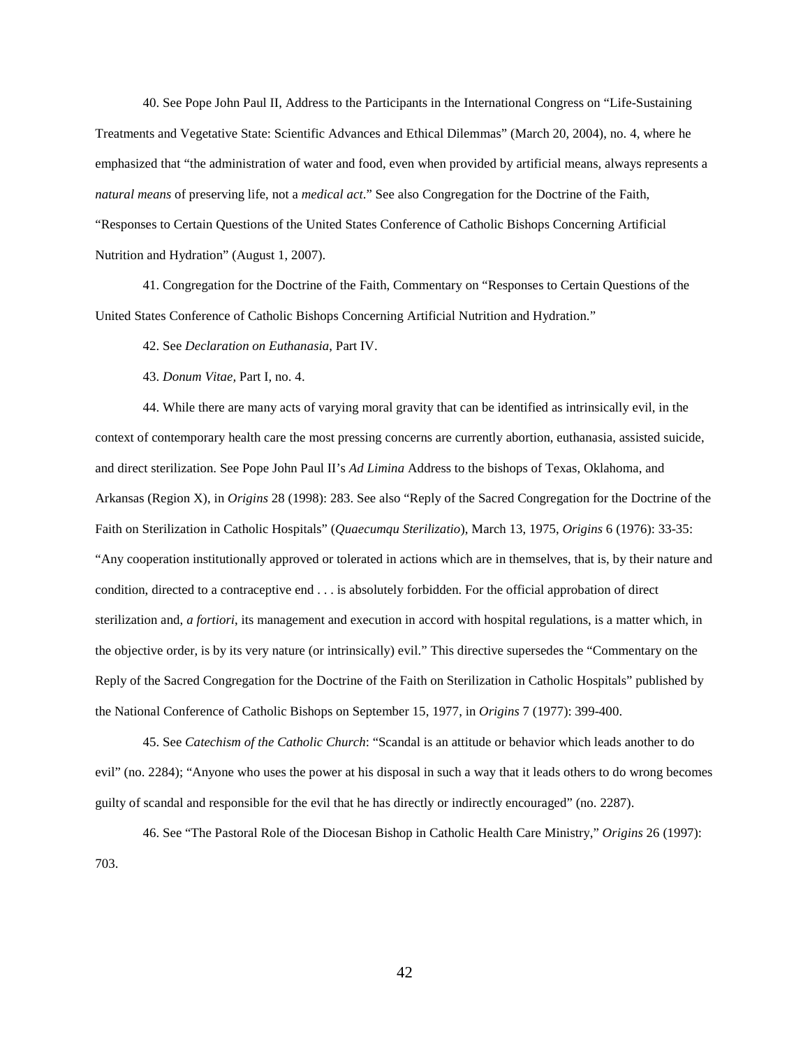40. See Pope John Paul II, Address to the Participants in the International Congress on "Life-Sustaining Treatments and Vegetative State: Scientific Advances and Ethical Dilemmas" (March 20, 2004), no. 4, where he emphasized that "the administration of water and food, even when provided by artificial means, always represents a *natural means* of preserving life, not a *medical act*." See also Congregation for the Doctrine of the Faith, "Responses to Certain Questions of the United States Conference of Catholic Bishops Concerning Artificial Nutrition and Hydration" (August 1, 2007).

41. Congregation for the Doctrine of the Faith, Commentary on "Responses to Certain Questions of the United States Conference of Catholic Bishops Concerning Artificial Nutrition and Hydration."

42. See *Declaration on Euthanasia*, Part IV.

43. *Donum Vitae*, Part I, no. 4.

44. While there are many acts of varying moral gravity that can be identified as intrinsically evil, in the context of contemporary health care the most pressing concerns are currently abortion, euthanasia, assisted suicide, and direct sterilization. See Pope John Paul II's *Ad Limina* Address to the bishops of Texas, Oklahoma, and Arkansas (Region X), in *Origins* 28 (1998): 283. See also "Reply of the Sacred Congregation for the Doctrine of the Faith on Sterilization in Catholic Hospitals" (*Quaecumqu Sterilizatio*), March 13, 1975, *Origins* 6 (1976): 33-35: "Any cooperation institutionally approved or tolerated in actions which are in themselves, that is, by their nature and condition, directed to a contraceptive end . . . is absolutely forbidden. For the official approbation of direct sterilization and, *a fortiori*, its management and execution in accord with hospital regulations, is a matter which, in the objective order, is by its very nature (or intrinsically) evil." This directive supersedes the "Commentary on the Reply of the Sacred Congregation for the Doctrine of the Faith on Sterilization in Catholic Hospitals" published by the National Conference of Catholic Bishops on September 15, 1977, in *Origins* 7 (1977): 399-400.

45. See *Catechism of the Catholic Church*: "Scandal is an attitude or behavior which leads another to do evil" (no. 2284); "Anyone who uses the power at his disposal in such a way that it leads others to do wrong becomes guilty of scandal and responsible for the evil that he has directly or indirectly encouraged" (no. 2287).

46. See "The Pastoral Role of the Diocesan Bishop in Catholic Health Care Ministry," *Origins* 26 (1997): 703.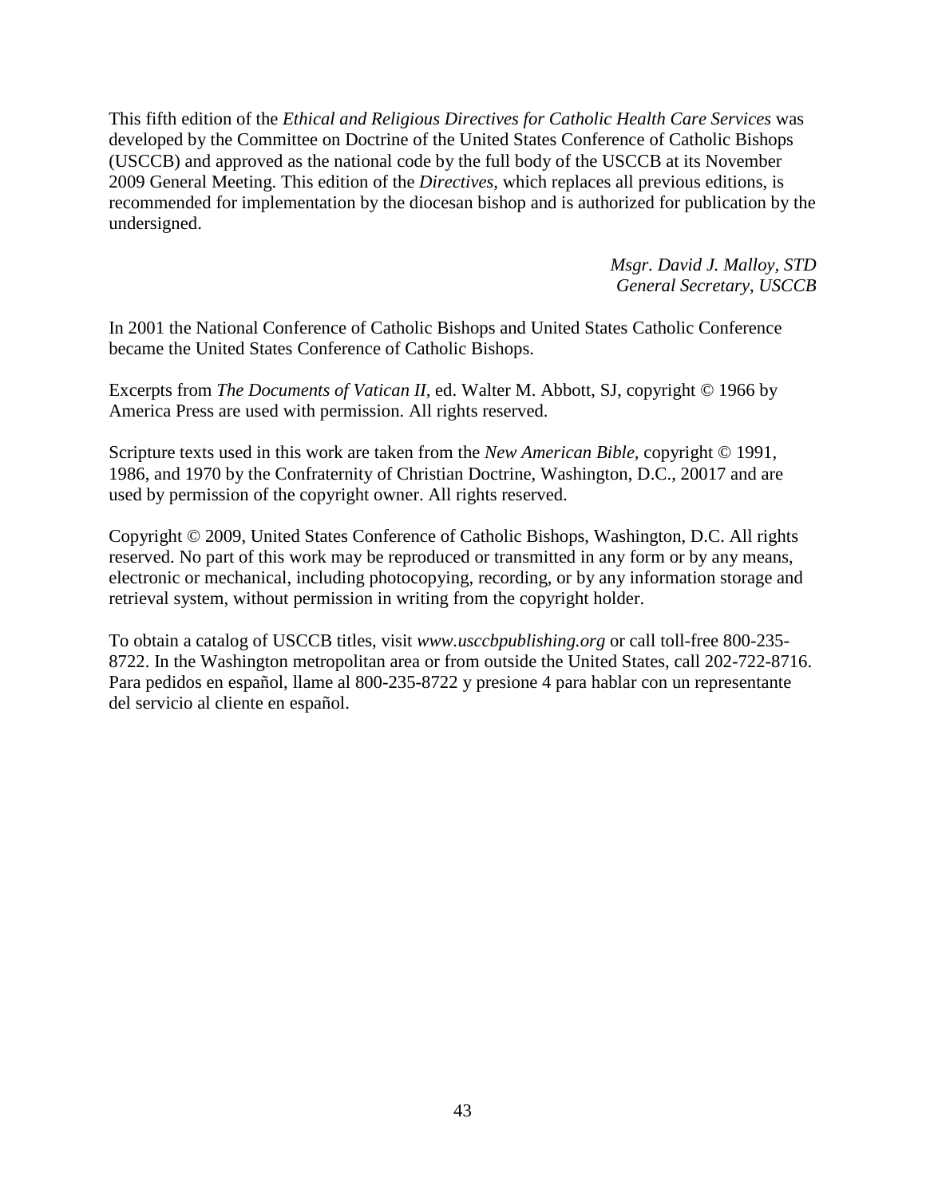This fifth edition of the *Ethical and Religious Directives for Catholic Health Care Services* was developed by the Committee on Doctrine of the United States Conference of Catholic Bishops (USCCB) and approved as the national code by the full body of the USCCB at its November 2009 General Meeting. This edition of the *Directives*, which replaces all previous editions, is recommended for implementation by the diocesan bishop and is authorized for publication by the undersigned.

*Msgr. David J. Malloy, STD*
*General Secretary, USCCB*

In 2001 the National Conference of Catholic Bishops and United States Catholic Conference became the United States Conference of Catholic Bishops.

Excerpts from *The Documents of Vatican II*, ed. Walter M. Abbott, SJ, copyright © 1966 by America Press are used with permission. All rights reserved.

Scripture texts used in this work are taken from the *New American Bible*, copyright © 1991, 1986, and 1970 by the Confraternity of Christian Doctrine, Washington, D.C., 20017 and are used by permission of the copyright owner. All rights reserved.

Copyright © 2009, United States Conference of Catholic Bishops, Washington, D.C. All rights reserved. No part of this work may be reproduced or transmitted in any form or by any means, electronic or mechanical, including photocopying, recording, or by any information storage and retrieval system, without permission in writing from the copyright holder.

To obtain a catalog of USCCB titles, visit *www.usccbpublishing.org* or call toll-free 800-235-8722. In the Washington metropolitan area or from outside the United States, call 202-722-8716. Para pedidos en español, llame al 800-235-8722 y presione 4 para hablar con un representante del servicio al cliente en español.